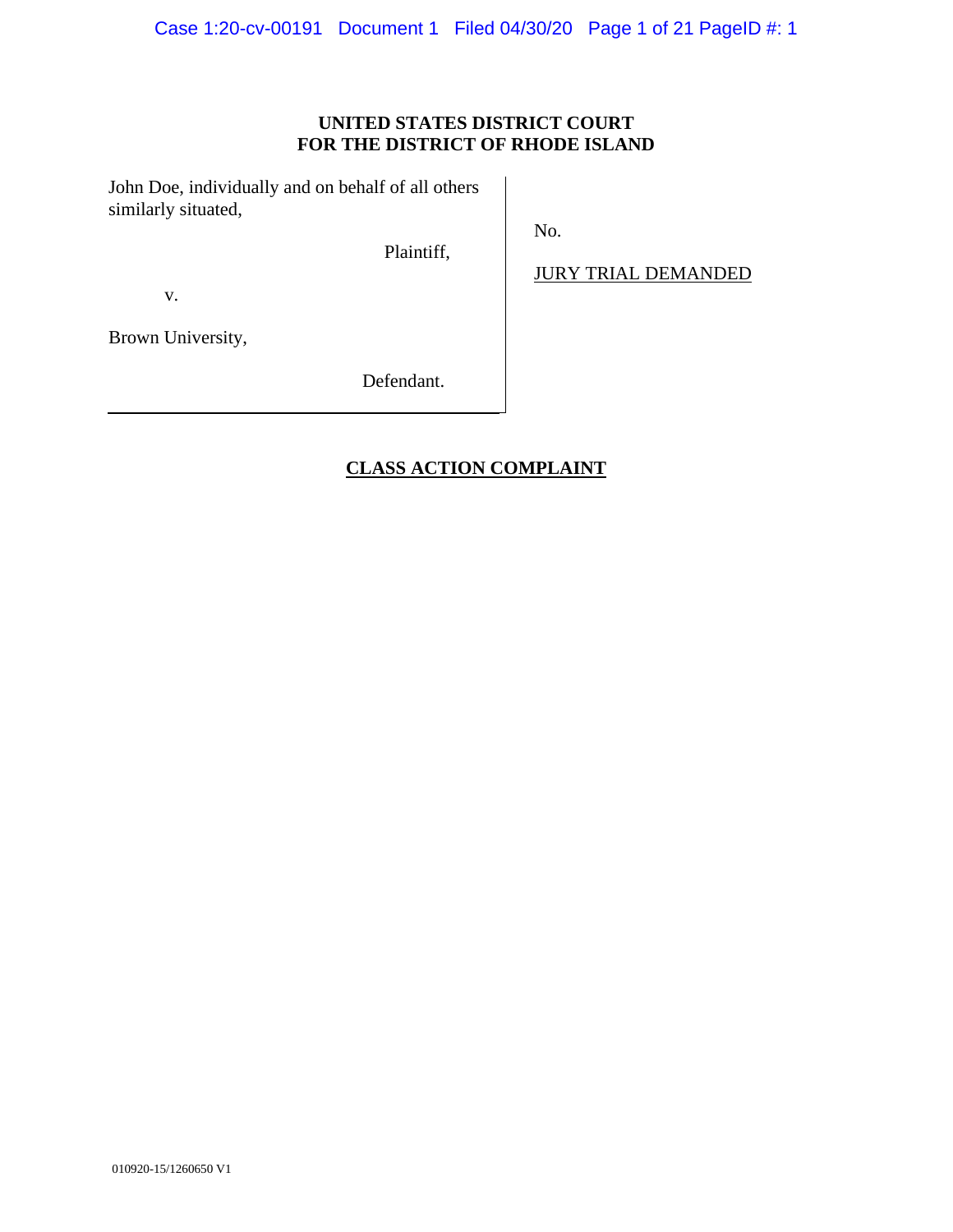**UNITED STATES DISTRICT COURT**
**FOR THE DISTRICT OF RHODE ISLAND**

| | |
|---|---|
| John Doe, individually and on behalf of all others similarly situated,<br><br>Plaintiff,<br><br>v.<br><br>Brown University,<br><br>Defendant. | No.<br><br>JURY TRIAL DEMANDED |

**CLASS ACTION COMPLAINT**

010920-15/1260650 V1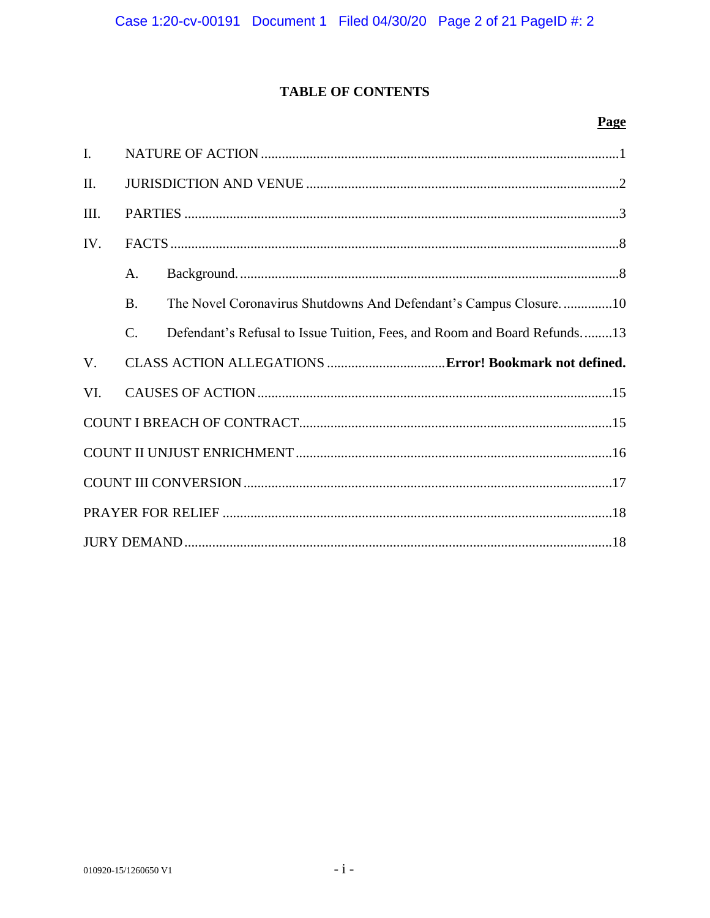# TABLE OF CONTENTS

| | | Page |
|---|---|---|
| I. | NATURE OF ACTION | 1 |
| II. | JURISDICTION AND VENUE | 2 |
| III. | PARTIES | 3 |
| IV. | FACTS | 8 |
| | A. Background. | 8 |
| | B. The Novel Coronavirus Shutdowns And Defendant's Campus Closure. | 10 |
| | C. Defendant's Refusal to Issue Tuition, Fees, and Room and Board Refunds. | 13 |
| V. | CLASS ACTION ALLEGATIONS | **Error! Bookmark not defined.** |
| VI. | CAUSES OF ACTION | 15 |
| COUNT I BREACH OF CONTRACT | | 15 |
| COUNT II UNJUST ENRICHMENT | | 16 |
| COUNT III CONVERSION | | 17 |
| PRAYER FOR RELIEF | | 18 |
| JURY DEMAND | | 18 |

010920-15/1260650 V1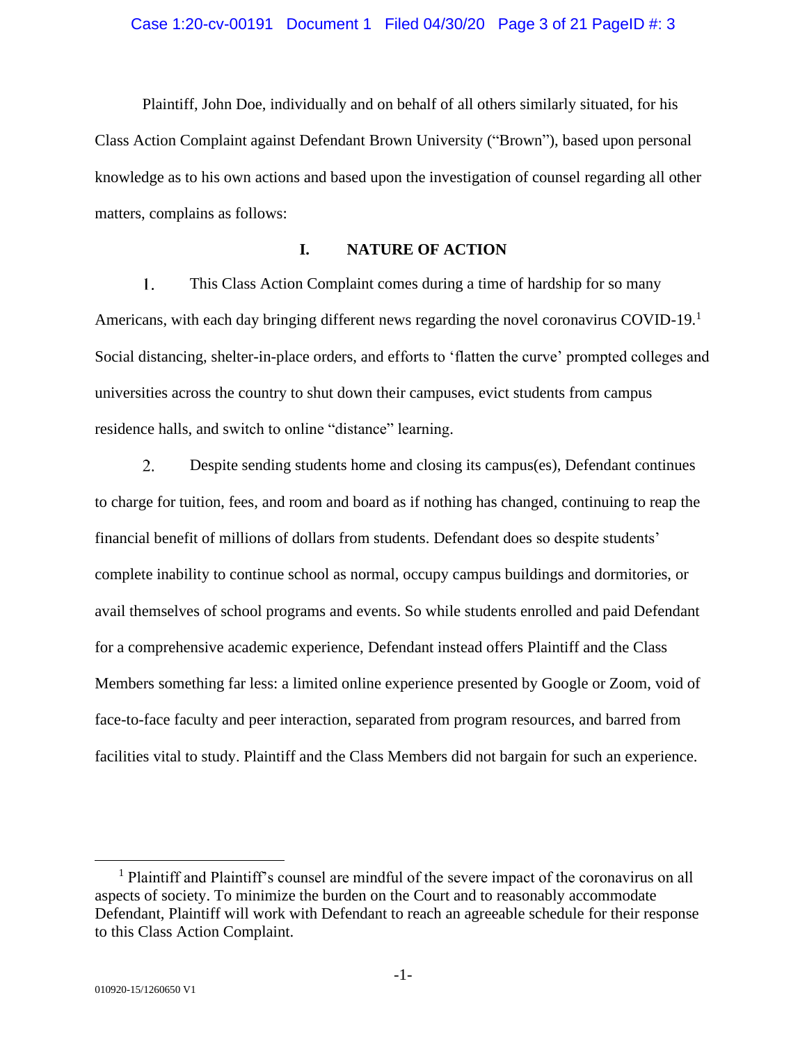Plaintiff, John Doe, individually and on behalf of all others similarly situated, for his Class Action Complaint against Defendant Brown University ("Brown"), based upon personal knowledge as to his own actions and based upon the investigation of counsel regarding all other matters, complains as follows:

## I. NATURE OF ACTION

1. This Class Action Complaint comes during a time of hardship for so many Americans, with each day bringing different news regarding the novel coronavirus COVID-19.[1] Social distancing, shelter-in-place orders, and efforts to 'flatten the curve' prompted colleges and universities across the country to shut down their campuses, evict students from campus residence halls, and switch to online "distance" learning.

2. Despite sending students home and closing its campus(es), Defendant continues to charge for tuition, fees, and room and board as if nothing has changed, continuing to reap the financial benefit of millions of dollars from students. Defendant does so despite students' complete inability to continue school as normal, occupy campus buildings and dormitories, or avail themselves of school programs and events. So while students enrolled and paid Defendant for a comprehensive academic experience, Defendant instead offers Plaintiff and the Class Members something far less: a limited online experience presented by Google or Zoom, void of face-to-face faculty and peer interaction, separated from program resources, and barred from facilities vital to study. Plaintiff and the Class Members did not bargain for such an experience.

---

[1] Plaintiff and Plaintiff's counsel are mindful of the severe impact of the coronavirus on all aspects of society. To minimize the burden on the Court and to reasonably accommodate Defendant, Plaintiff will work with Defendant to reach an agreeable schedule for their response to this Class Action Complaint.

010920-15/1260650 V1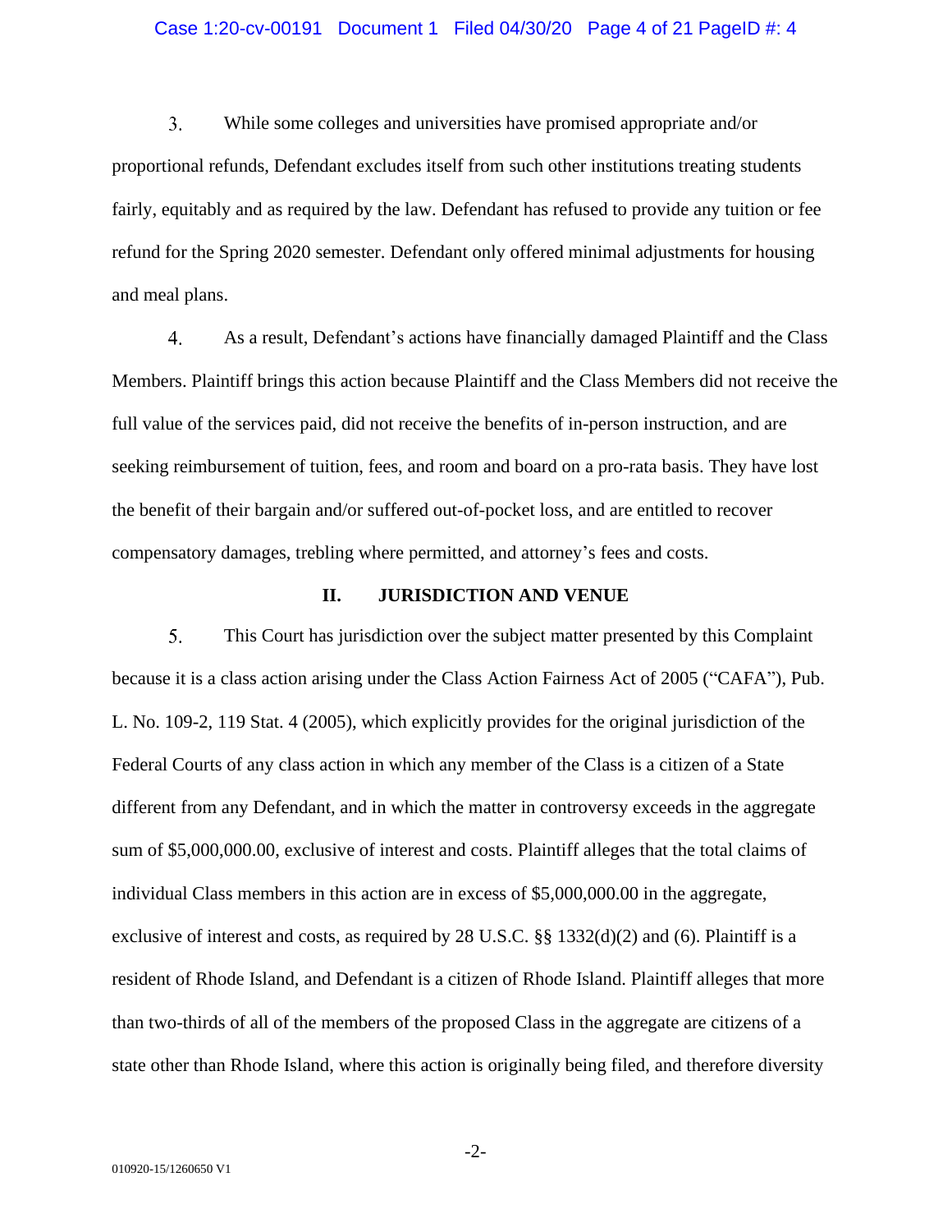3. While some colleges and universities have promised appropriate and/or proportional refunds, Defendant excludes itself from such other institutions treating students fairly, equitably and as required by the law. Defendant has refused to provide any tuition or fee refund for the Spring 2020 semester. Defendant only offered minimal adjustments for housing and meal plans.

4. As a result, Defendant's actions have financially damaged Plaintiff and the Class Members. Plaintiff brings this action because Plaintiff and the Class Members did not receive the full value of the services paid, did not receive the benefits of in-person instruction, and are seeking reimbursement of tuition, fees, and room and board on a pro-rata basis. They have lost the benefit of their bargain and/or suffered out-of-pocket loss, and are entitled to recover compensatory damages, trebling where permitted, and attorney's fees and costs.

## II. JURISDICTION AND VENUE

5. This Court has jurisdiction over the subject matter presented by this Complaint because it is a class action arising under the Class Action Fairness Act of 2005 ("CAFA"), Pub. L. No. 109-2, 119 Stat. 4 (2005), which explicitly provides for the original jurisdiction of the Federal Courts of any class action in which any member of the Class is a citizen of a State different from any Defendant, and in which the matter in controversy exceeds in the aggregate sum of $5,000,000.00, exclusive of interest and costs. Plaintiff alleges that the total claims of individual Class members in this action are in excess of $5,000,000.00 in the aggregate, exclusive of interest and costs, as required by 28 U.S.C. §§ 1332(d)(2) and (6). Plaintiff is a resident of Rhode Island, and Defendant is a citizen of Rhode Island. Plaintiff alleges that more than two-thirds of all of the members of the proposed Class in the aggregate are citizens of a state other than Rhode Island, where this action is originally being filed, and therefore diversity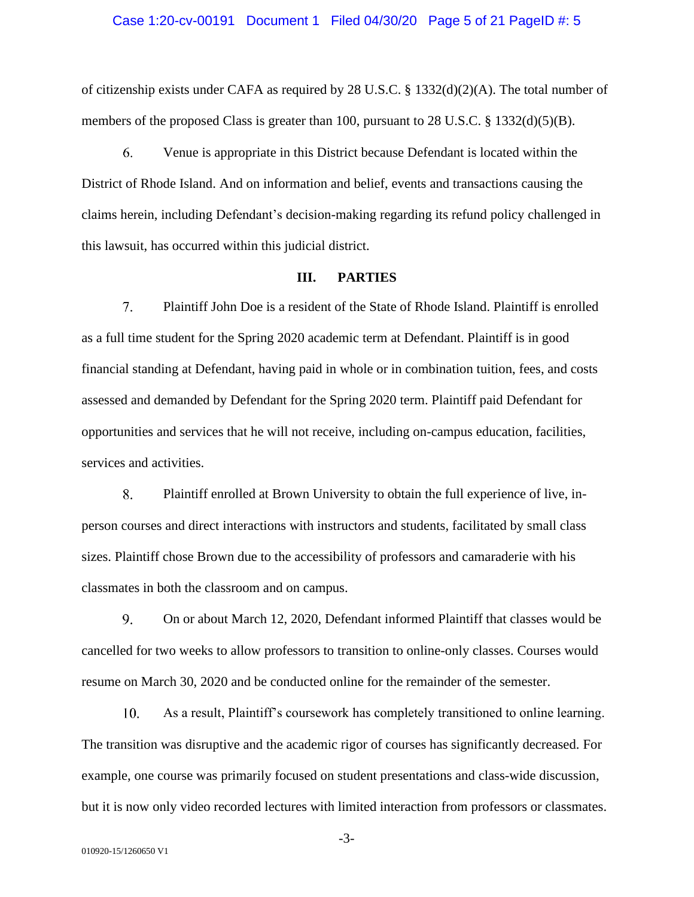of citizenship exists under CAFA as required by 28 U.S.C. § 1332(d)(2)(A). The total number of members of the proposed Class is greater than 100, pursuant to 28 U.S.C. § 1332(d)(5)(B).

6. Venue is appropriate in this District because Defendant is located within the District of Rhode Island. And on information and belief, events and transactions causing the claims herein, including Defendant's decision-making regarding its refund policy challenged in this lawsuit, has occurred within this judicial district.

## III. PARTIES

7. Plaintiff John Doe is a resident of the State of Rhode Island. Plaintiff is enrolled as a full time student for the Spring 2020 academic term at Defendant. Plaintiff is in good financial standing at Defendant, having paid in whole or in combination tuition, fees, and costs assessed and demanded by Defendant for the Spring 2020 term. Plaintiff paid Defendant for opportunities and services that he will not receive, including on-campus education, facilities, services and activities.

8. Plaintiff enrolled at Brown University to obtain the full experience of live, in-person courses and direct interactions with instructors and students, facilitated by small class sizes. Plaintiff chose Brown due to the accessibility of professors and camaraderie with his classmates in both the classroom and on campus.

9. On or about March 12, 2020, Defendant informed Plaintiff that classes would be cancelled for two weeks to allow professors to transition to online-only classes. Courses would resume on March 30, 2020 and be conducted online for the remainder of the semester.

10. As a result, Plaintiff's coursework has completely transitioned to online learning. The transition was disruptive and the academic rigor of courses has significantly decreased. For example, one course was primarily focused on student presentations and class-wide discussion, but it is now only video recorded lectures with limited interaction from professors or classmates.

010920-15/1260650 V1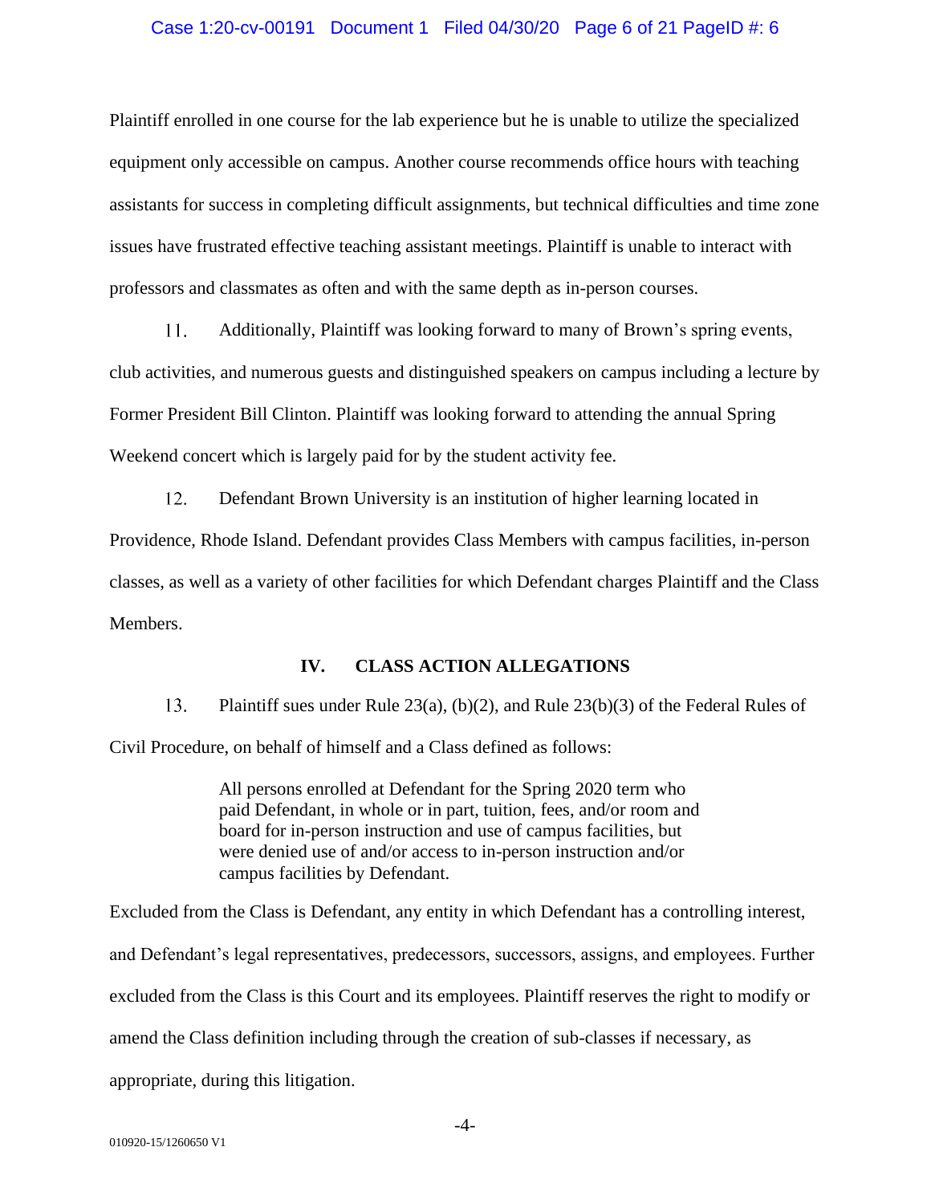Plaintiff enrolled in one course for the lab experience but he is unable to utilize the specialized equipment only accessible on campus. Another course recommends office hours with teaching assistants for success in completing difficult assignments, but technical difficulties and time zone issues have frustrated effective teaching assistant meetings. Plaintiff is unable to interact with professors and classmates as often and with the same depth as in-person courses.

11. Additionally, Plaintiff was looking forward to many of Brown's spring events, club activities, and numerous guests and distinguished speakers on campus including a lecture by Former President Bill Clinton. Plaintiff was looking forward to attending the annual Spring Weekend concert which is largely paid for by the student activity fee.

12. Defendant Brown University is an institution of higher learning located in Providence, Rhode Island. Defendant provides Class Members with campus facilities, in-person classes, as well as a variety of other facilities for which Defendant charges Plaintiff and the Class Members.

## IV. CLASS ACTION ALLEGATIONS

13. Plaintiff sues under Rule 23(a), (b)(2), and Rule 23(b)(3) of the Federal Rules of Civil Procedure, on behalf of himself and a Class defined as follows:

> All persons enrolled at Defendant for the Spring 2020 term who paid Defendant, in whole or in part, tuition, fees, and/or room and board for in-person instruction and use of campus facilities, but were denied use of and/or access to in-person instruction and/or campus facilities by Defendant.

Excluded from the Class is Defendant, any entity in which Defendant has a controlling interest, and Defendant's legal representatives, predecessors, successors, assigns, and employees. Further excluded from the Class is this Court and its employees. Plaintiff reserves the right to modify or amend the Class definition including through the creation of sub-classes if necessary, as appropriate, during this litigation.

010920-15/1260650 V1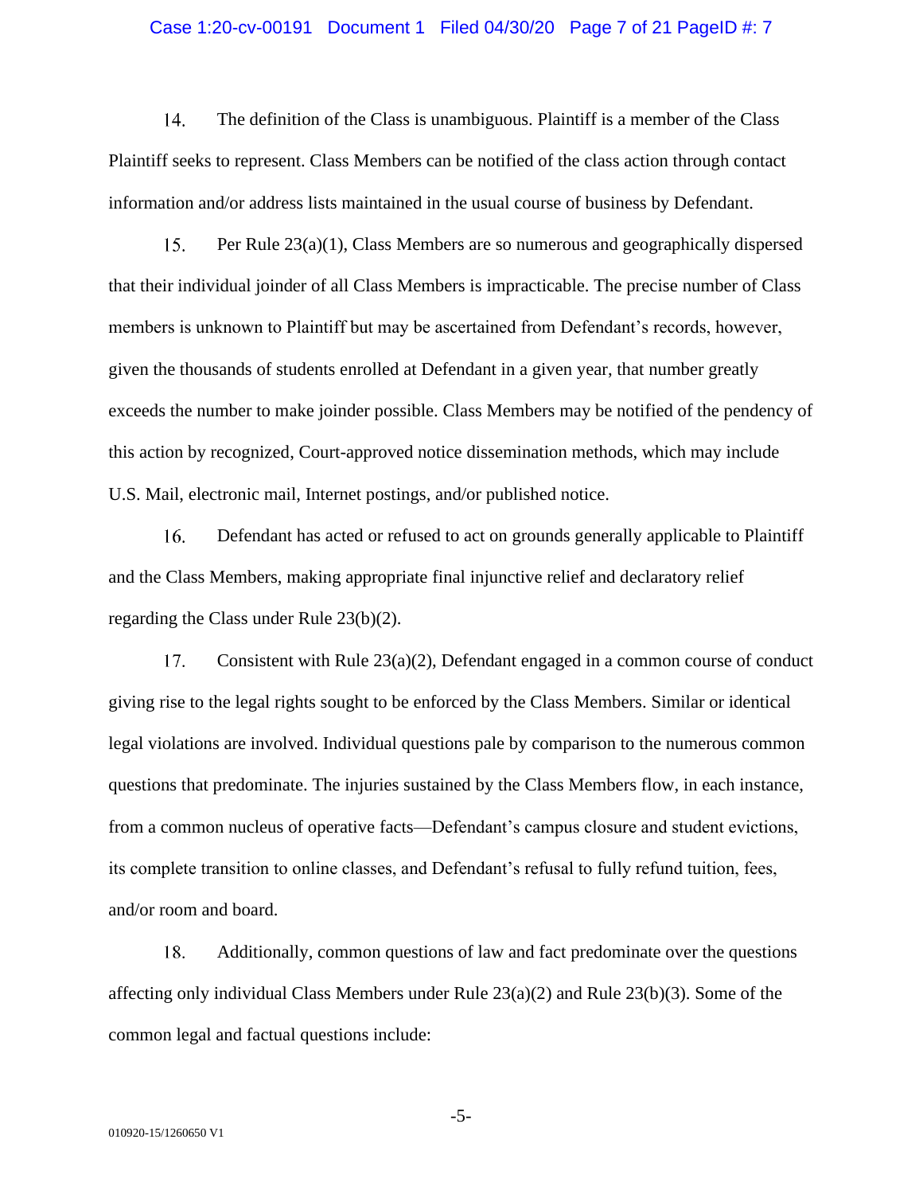14. The definition of the Class is unambiguous. Plaintiff is a member of the Class Plaintiff seeks to represent. Class Members can be notified of the class action through contact information and/or address lists maintained in the usual course of business by Defendant.

15. Per Rule 23(a)(1), Class Members are so numerous and geographically dispersed that their individual joinder of all Class Members is impracticable. The precise number of Class members is unknown to Plaintiff but may be ascertained from Defendant's records, however, given the thousands of students enrolled at Defendant in a given year, that number greatly exceeds the number to make joinder possible. Class Members may be notified of the pendency of this action by recognized, Court-approved notice dissemination methods, which may include U.S. Mail, electronic mail, Internet postings, and/or published notice.

16. Defendant has acted or refused to act on grounds generally applicable to Plaintiff and the Class Members, making appropriate final injunctive relief and declaratory relief regarding the Class under Rule 23(b)(2).

17. Consistent with Rule 23(a)(2), Defendant engaged in a common course of conduct giving rise to the legal rights sought to be enforced by the Class Members. Similar or identical legal violations are involved. Individual questions pale by comparison to the numerous common questions that predominate. The injuries sustained by the Class Members flow, in each instance, from a common nucleus of operative facts—Defendant's campus closure and student evictions, its complete transition to online classes, and Defendant's refusal to fully refund tuition, fees, and/or room and board.

18. Additionally, common questions of law and fact predominate over the questions affecting only individual Class Members under Rule 23(a)(2) and Rule 23(b)(3). Some of the common legal and factual questions include: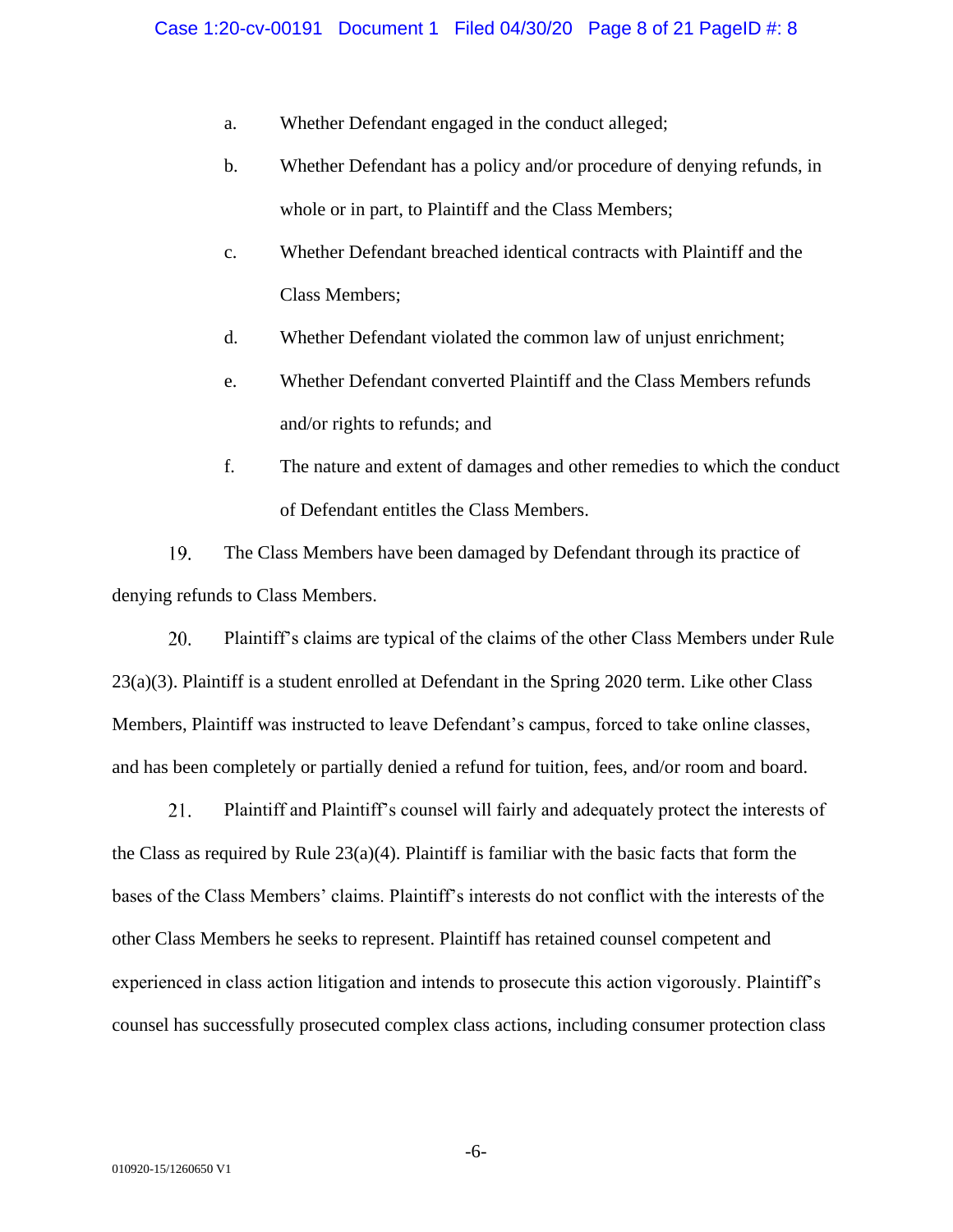a. Whether Defendant engaged in the conduct alleged;

b. Whether Defendant has a policy and/or procedure of denying refunds, in whole or in part, to Plaintiff and the Class Members;

c. Whether Defendant breached identical contracts with Plaintiff and the Class Members;

d. Whether Defendant violated the common law of unjust enrichment;

e. Whether Defendant converted Plaintiff and the Class Members refunds and/or rights to refunds; and

f. The nature and extent of damages and other remedies to which the conduct of Defendant entitles the Class Members.

19. The Class Members have been damaged by Defendant through its practice of denying refunds to Class Members.

20. Plaintiff's claims are typical of the claims of the other Class Members under Rule 23(a)(3). Plaintiff is a student enrolled at Defendant in the Spring 2020 term. Like other Class Members, Plaintiff was instructed to leave Defendant's campus, forced to take online classes, and has been completely or partially denied a refund for tuition, fees, and/or room and board.

21. Plaintiff and Plaintiff's counsel will fairly and adequately protect the interests of the Class as required by Rule 23(a)(4). Plaintiff is familiar with the basic facts that form the bases of the Class Members' claims. Plaintiff's interests do not conflict with the interests of the other Class Members he seeks to represent. Plaintiff has retained counsel competent and experienced in class action litigation and intends to prosecute this action vigorously. Plaintiff's counsel has successfully prosecuted complex class actions, including consumer protection class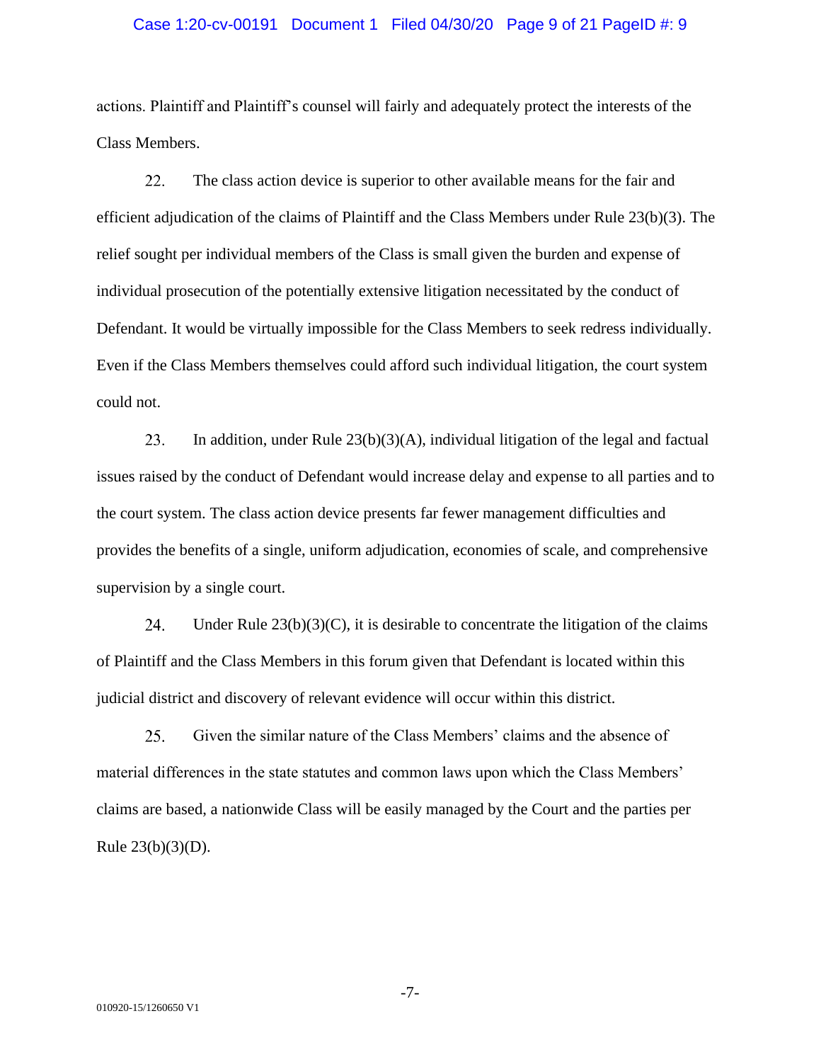actions. Plaintiff and Plaintiff's counsel will fairly and adequately protect the interests of the Class Members.

22. The class action device is superior to other available means for the fair and efficient adjudication of the claims of Plaintiff and the Class Members under Rule 23(b)(3). The relief sought per individual members of the Class is small given the burden and expense of individual prosecution of the potentially extensive litigation necessitated by the conduct of Defendant. It would be virtually impossible for the Class Members to seek redress individually. Even if the Class Members themselves could afford such individual litigation, the court system could not.

23. In addition, under Rule 23(b)(3)(A), individual litigation of the legal and factual issues raised by the conduct of Defendant would increase delay and expense to all parties and to the court system. The class action device presents far fewer management difficulties and provides the benefits of a single, uniform adjudication, economies of scale, and comprehensive supervision by a single court.

24. Under Rule 23(b)(3)(C), it is desirable to concentrate the litigation of the claims of Plaintiff and the Class Members in this forum given that Defendant is located within this judicial district and discovery of relevant evidence will occur within this district.

25. Given the similar nature of the Class Members' claims and the absence of material differences in the state statutes and common laws upon which the Class Members' claims are based, a nationwide Class will be easily managed by the Court and the parties per Rule 23(b)(3)(D).

010920-15/1260650 V1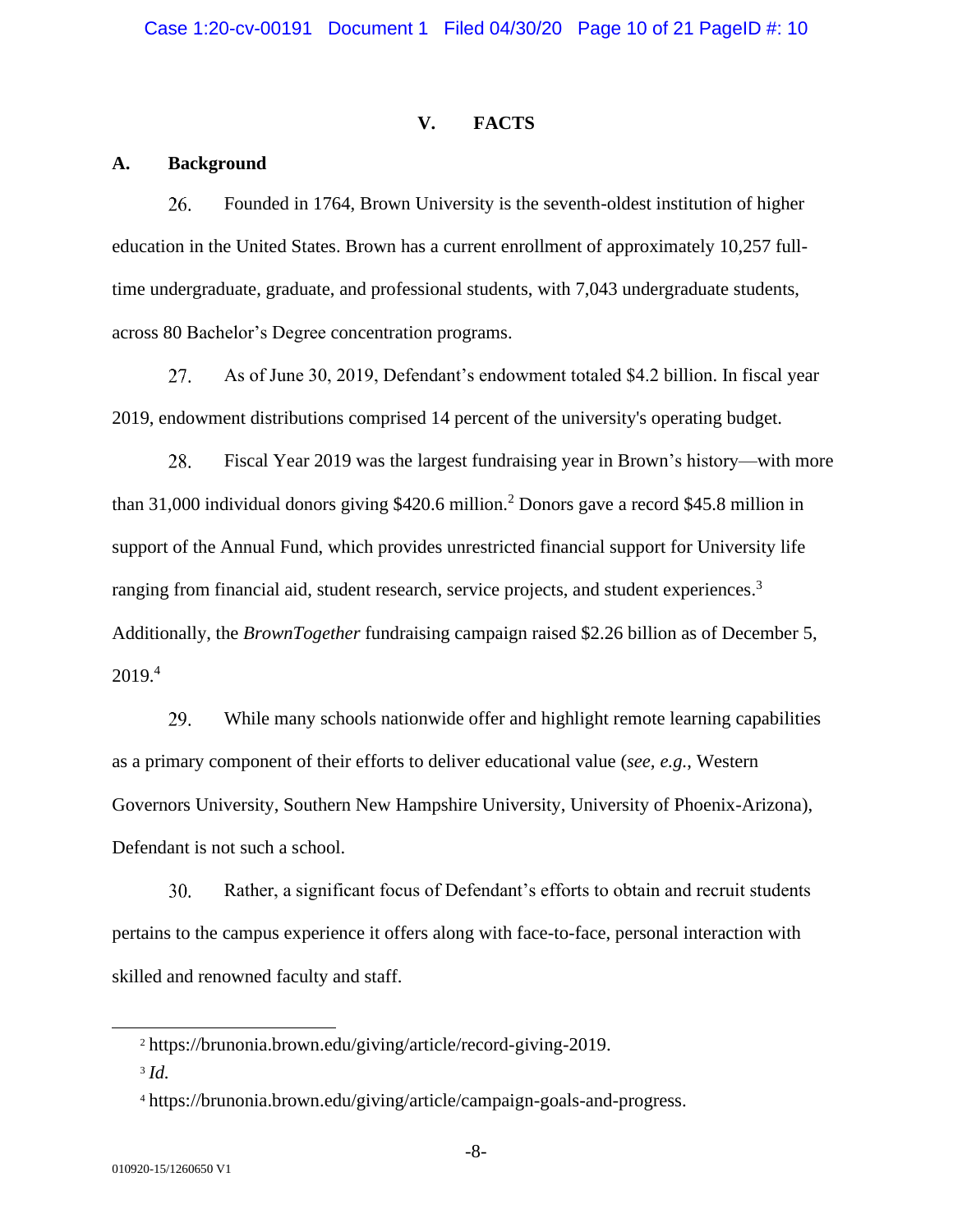## V. FACTS

### A. Background

26. Founded in 1764, Brown University is the seventh-oldest institution of higher education in the United States. Brown has a current enrollment of approximately 10,257 full-time undergraduate, graduate, and professional students, with 7,043 undergraduate students, across 80 Bachelor's Degree concentration programs.

27. As of June 30, 2019, Defendant's endowment totaled $4.2 billion. In fiscal year 2019, endowment distributions comprised 14 percent of the university's operating budget.

28. Fiscal Year 2019 was the largest fundraising year in Brown's history—with more than 31,000 individual donors giving $420.6 million.[2] Donors gave a record $45.8 million in support of the Annual Fund, which provides unrestricted financial support for University life ranging from financial aid, student research, service projects, and student experiences.[3] Additionally, the *BrownTogether* fundraising campaign raised $2.26 billion as of December 5, 2019.[4]

29. While many schools nationwide offer and highlight remote learning capabilities as a primary component of their efforts to deliver educational value (*see, e.g.*, Western Governors University, Southern New Hampshire University, University of Phoenix-Arizona), Defendant is not such a school.

30. Rather, a significant focus of Defendant's efforts to obtain and recruit students pertains to the campus experience it offers along with face-to-face, personal interaction with skilled and renowned faculty and staff.

---

[2] https://brunonia.brown.edu/giving/article/record-giving-2019.

[3] *Id.*

[4] https://brunonia.brown.edu/giving/article/campaign-goals-and-progress.

010920-15/1260650 V1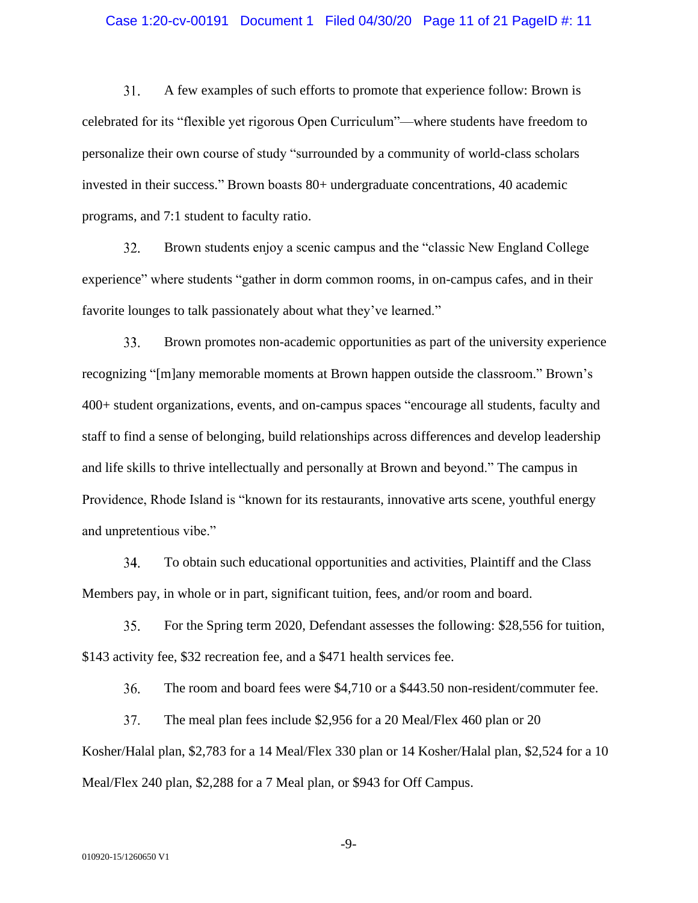31. A few examples of such efforts to promote that experience follow: Brown is celebrated for its "flexible yet rigorous Open Curriculum"—where students have freedom to personalize their own course of study "surrounded by a community of world-class scholars invested in their success." Brown boasts 80+ undergraduate concentrations, 40 academic programs, and 7:1 student to faculty ratio.

32. Brown students enjoy a scenic campus and the "classic New England College experience" where students "gather in dorm common rooms, in on-campus cafes, and in their favorite lounges to talk passionately about what they've learned."

33. Brown promotes non-academic opportunities as part of the university experience recognizing "[m]any memorable moments at Brown happen outside the classroom." Brown's 400+ student organizations, events, and on-campus spaces "encourage all students, faculty and staff to find a sense of belonging, build relationships across differences and develop leadership and life skills to thrive intellectually and personally at Brown and beyond." The campus in Providence, Rhode Island is "known for its restaurants, innovative arts scene, youthful energy and unpretentious vibe."

34. To obtain such educational opportunities and activities, Plaintiff and the Class Members pay, in whole or in part, significant tuition, fees, and/or room and board.

35. For the Spring term 2020, Defendant assesses the following: $28,556 for tuition, $143 activity fee, $32 recreation fee, and a $471 health services fee.

36. The room and board fees were $4,710 or a $443.50 non-resident/commuter fee.

37. The meal plan fees include $2,956 for a 20 Meal/Flex 460 plan or 20 Kosher/Halal plan, $2,783 for a 14 Meal/Flex 330 plan or 14 Kosher/Halal plan, $2,524 for a 10 Meal/Flex 240 plan, $2,288 for a 7 Meal plan, or $943 for Off Campus.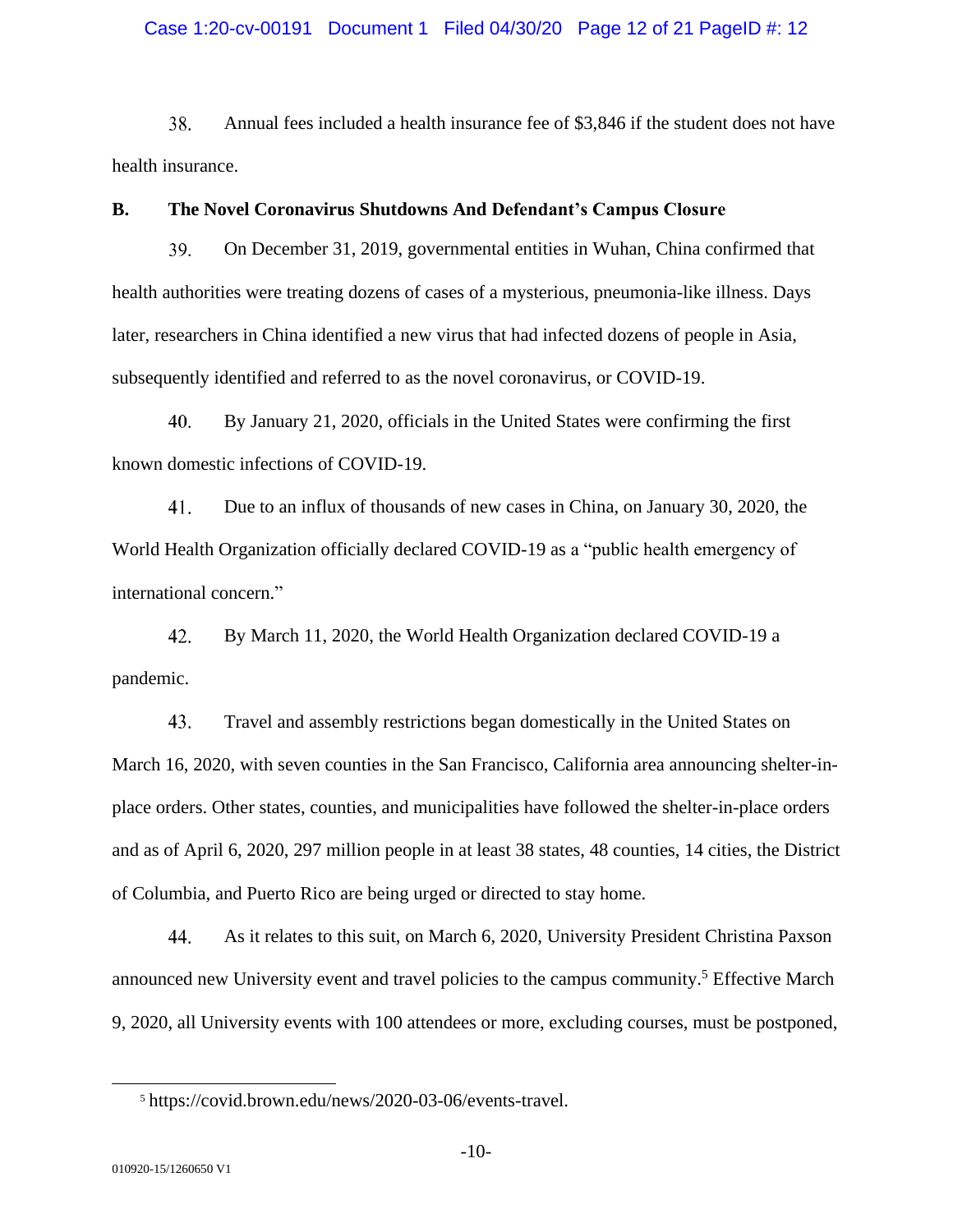38. Annual fees included a health insurance fee of $3,846 if the student does not have health insurance.

### B. The Novel Coronavirus Shutdowns And Defendant's Campus Closure

39. On December 31, 2019, governmental entities in Wuhan, China confirmed that health authorities were treating dozens of cases of a mysterious, pneumonia-like illness. Days later, researchers in China identified a new virus that had infected dozens of people in Asia, subsequently identified and referred to as the novel coronavirus, or COVID-19.

40. By January 21, 2020, officials in the United States were confirming the first known domestic infections of COVID-19.

41. Due to an influx of thousands of new cases in China, on January 30, 2020, the World Health Organization officially declared COVID-19 as a "public health emergency of international concern."

42. By March 11, 2020, the World Health Organization declared COVID-19 a pandemic.

43. Travel and assembly restrictions began domestically in the United States on March 16, 2020, with seven counties in the San Francisco, California area announcing shelter-in-place orders. Other states, counties, and municipalities have followed the shelter-in-place orders and as of April 6, 2020, 297 million people in at least 38 states, 48 counties, 14 cities, the District of Columbia, and Puerto Rico are being urged or directed to stay home.

44. As it relates to this suit, on March 6, 2020, University President Christina Paxson announced new University event and travel policies to the campus community.[5] Effective March 9, 2020, all University events with 100 attendees or more, excluding courses, must be postponed,

[5] https://covid.brown.edu/news/2020-03-06/events-travel.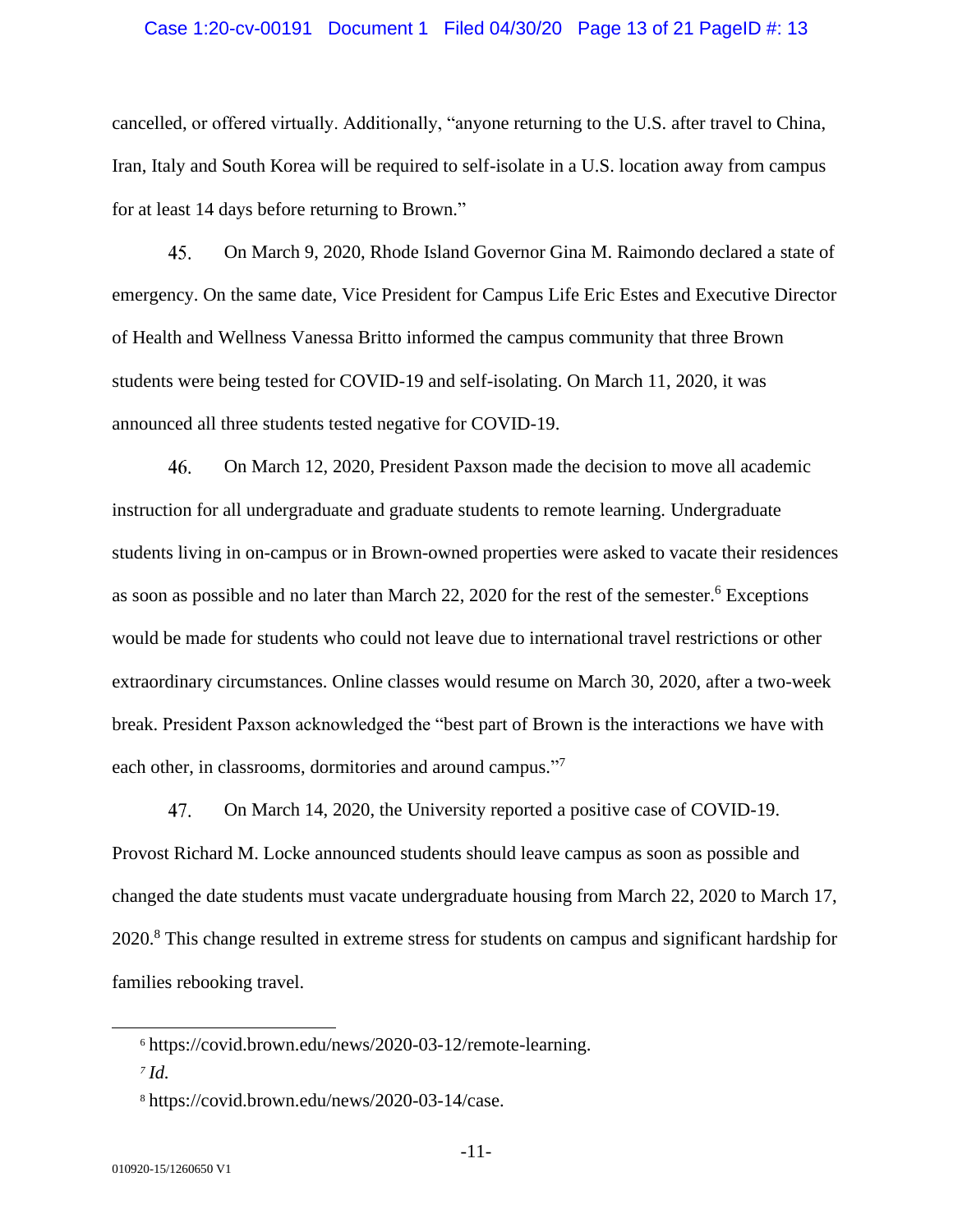cancelled, or offered virtually. Additionally, "anyone returning to the U.S. after travel to China, Iran, Italy and South Korea will be required to self-isolate in a U.S. location away from campus for at least 14 days before returning to Brown."

45. On March 9, 2020, Rhode Island Governor Gina M. Raimondo declared a state of emergency. On the same date, Vice President for Campus Life Eric Estes and Executive Director of Health and Wellness Vanessa Britto informed the campus community that three Brown students were being tested for COVID-19 and self-isolating. On March 11, 2020, it was announced all three students tested negative for COVID-19.

46. On March 12, 2020, President Paxson made the decision to move all academic instruction for all undergraduate and graduate students to remote learning. Undergraduate students living in on-campus or in Brown-owned properties were asked to vacate their residences as soon as possible and no later than March 22, 2020 for the rest of the semester.[6] Exceptions would be made for students who could not leave due to international travel restrictions or other extraordinary circumstances. Online classes would resume on March 30, 2020, after a two-week break. President Paxson acknowledged the "best part of Brown is the interactions we have with each other, in classrooms, dormitories and around campus."[7]

47. On March 14, 2020, the University reported a positive case of COVID-19. Provost Richard M. Locke announced students should leave campus as soon as possible and changed the date students must vacate undergraduate housing from March 22, 2020 to March 17, 2020.[8] This change resulted in extreme stress for students on campus and significant hardship for families rebooking travel.

---

[6] https://covid.brown.edu/news/2020-03-12/remote-learning.

[7] *Id.*

[8] https://covid.brown.edu/news/2020-03-14/case.

010920-15/1260650 V1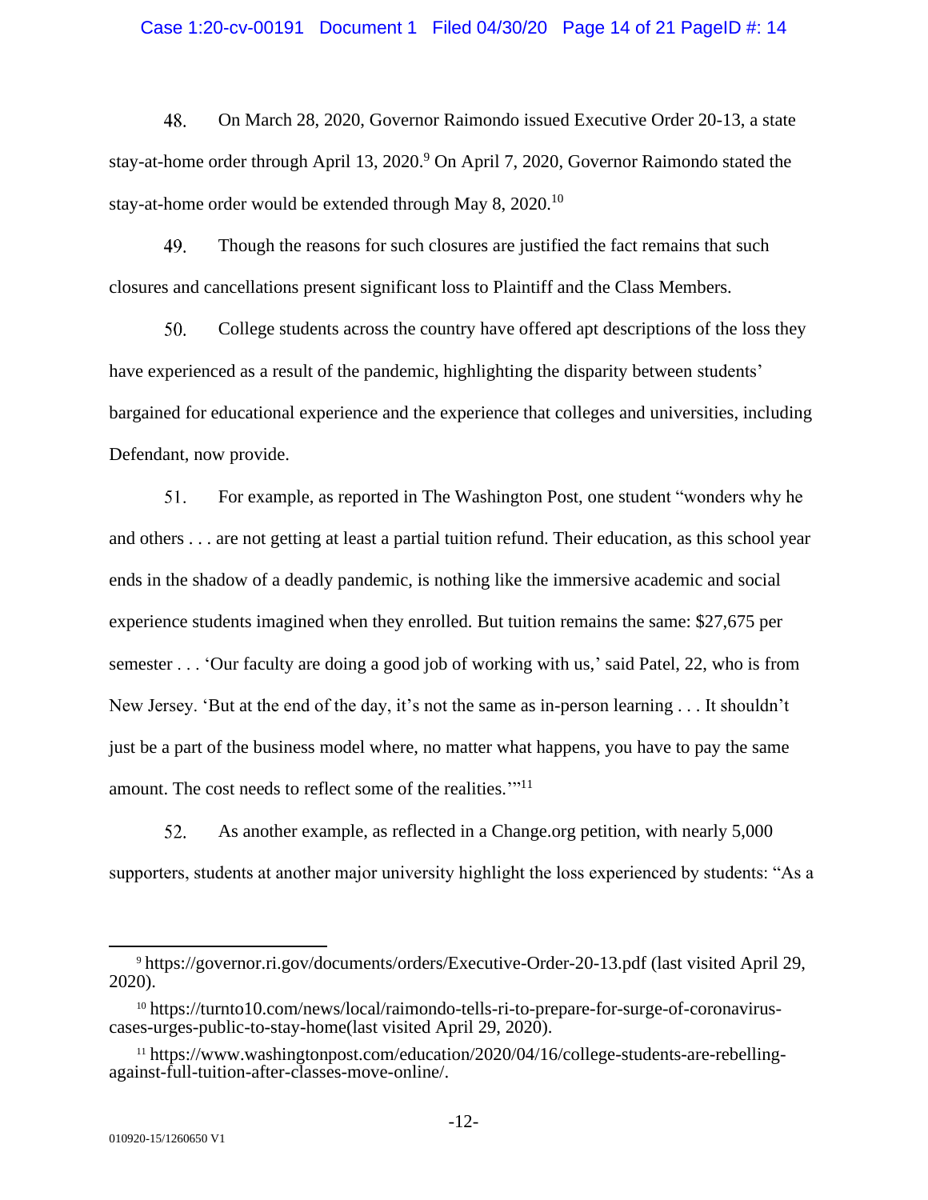48. On March 28, 2020, Governor Raimondo issued Executive Order 20-13, a state stay-at-home order through April 13, 2020.[9] On April 7, 2020, Governor Raimondo stated the stay-at-home order would be extended through May 8, 2020.[10]

49. Though the reasons for such closures are justified the fact remains that such closures and cancellations present significant loss to Plaintiff and the Class Members.

50. College students across the country have offered apt descriptions of the loss they have experienced as a result of the pandemic, highlighting the disparity between students' bargained for educational experience and the experience that colleges and universities, including Defendant, now provide.

51. For example, as reported in The Washington Post, one student "wonders why he and others . . . are not getting at least a partial tuition refund. Their education, as this school year ends in the shadow of a deadly pandemic, is nothing like the immersive academic and social experience students imagined when they enrolled. But tuition remains the same: $27,675 per semester . . . 'Our faculty are doing a good job of working with us,' said Patel, 22, who is from New Jersey. 'But at the end of the day, it's not the same as in-person learning . . . It shouldn't just be a part of the business model where, no matter what happens, you have to pay the same amount. The cost needs to reflect some of the realities.'"[11]

52. As another example, as reflected in a Change.org petition, with nearly 5,000 supporters, students at another major university highlight the loss experienced by students: "As a

---

[9] https://governor.ri.gov/documents/orders/Executive-Order-20-13.pdf (last visited April 29, 2020).

[10] https://turnto10.com/news/local/raimondo-tells-ri-to-prepare-for-surge-of-coronavirus-cases-urges-public-to-stay-home(last visited April 29, 2020).

[11] https://www.washingtonpost.com/education/2020/04/16/college-students-are-rebelling-against-full-tuition-after-classes-move-online/.

010920-15/1260650 V1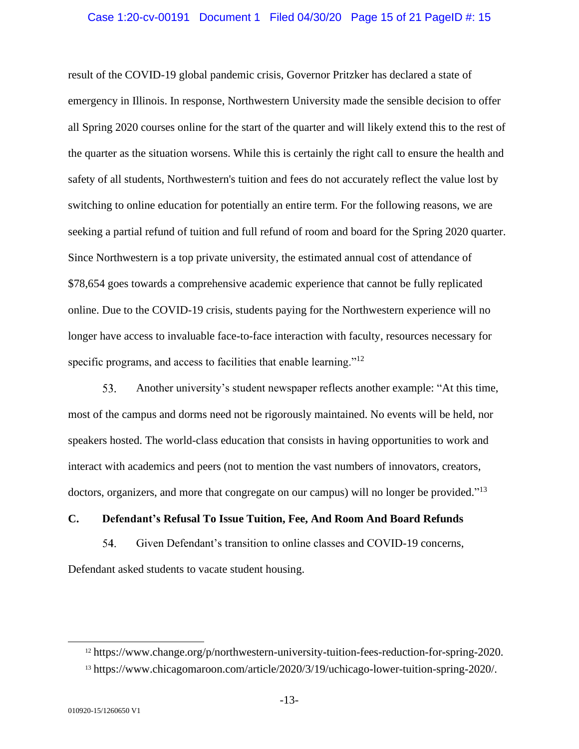result of the COVID-19 global pandemic crisis, Governor Pritzker has declared a state of emergency in Illinois. In response, Northwestern University made the sensible decision to offer all Spring 2020 courses online for the start of the quarter and will likely extend this to the rest of the quarter as the situation worsens. While this is certainly the right call to ensure the health and safety of all students, Northwestern's tuition and fees do not accurately reflect the value lost by switching to online education for potentially an entire term. For the following reasons, we are seeking a partial refund of tuition and full refund of room and board for the Spring 2020 quarter. Since Northwestern is a top private university, the estimated annual cost of attendance of $78,654 goes towards a comprehensive academic experience that cannot be fully replicated online. Due to the COVID-19 crisis, students paying for the Northwestern experience will no longer have access to invaluable face-to-face interaction with faculty, resources necessary for specific programs, and access to facilities that enable learning."[12]

53. Another university's student newspaper reflects another example: "At this time, most of the campus and dorms need not be rigorously maintained. No events will be held, nor speakers hosted. The world-class education that consists in having opportunities to work and interact with academics and peers (not to mention the vast numbers of innovators, creators, doctors, organizers, and more that congregate on our campus) will no longer be provided."[13]

### C. Defendant's Refusal To Issue Tuition, Fee, And Room And Board Refunds

54. Given Defendant's transition to online classes and COVID-19 concerns, Defendant asked students to vacate student housing.

---

[12] https://www.change.org/p/northwestern-university-tuition-fees-reduction-for-spring-2020.

[13] https://www.chicagomaroon.com/article/2020/3/19/uchicago-lower-tuition-spring-2020/.

010920-15/1260650 V1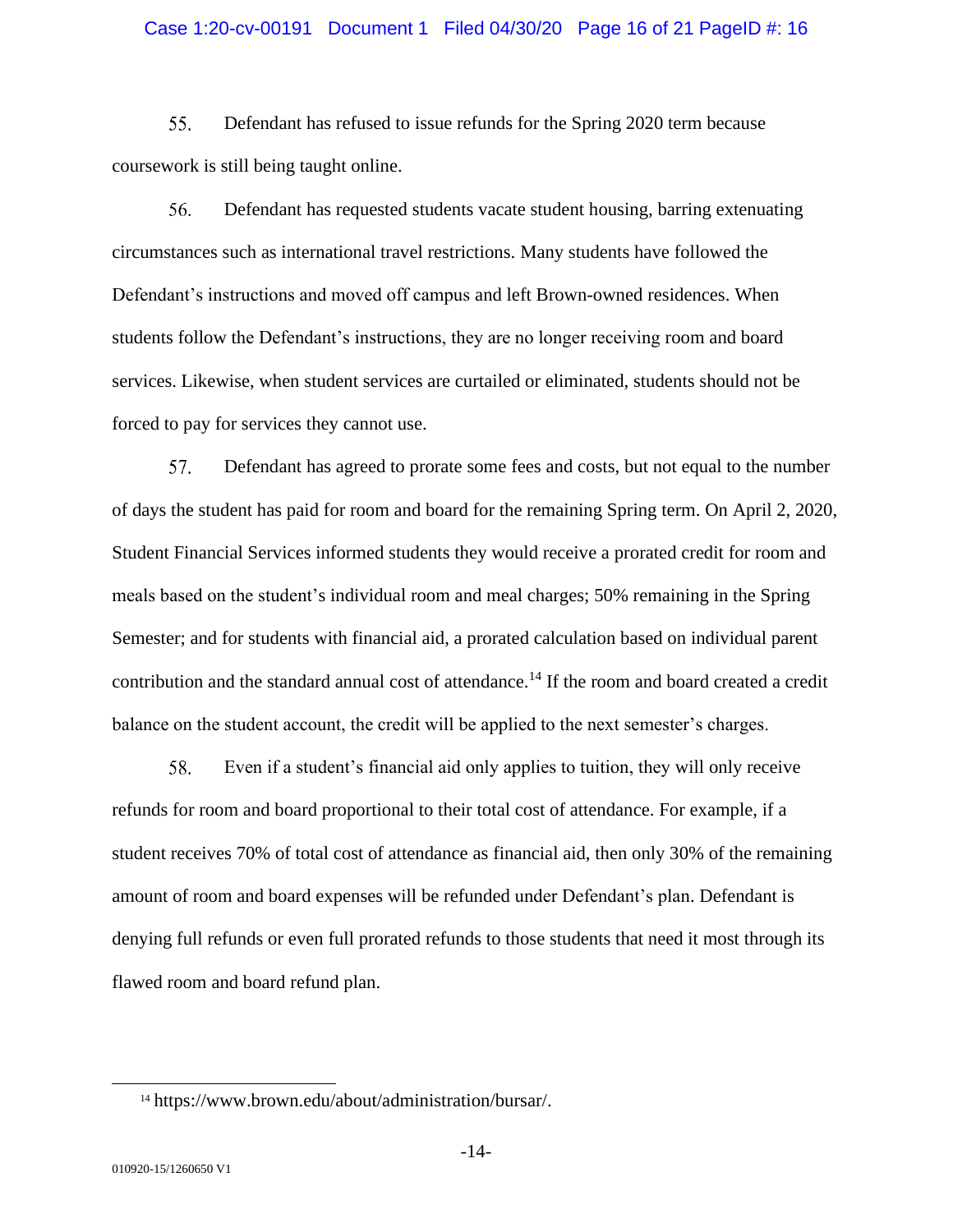55. Defendant has refused to issue refunds for the Spring 2020 term because coursework is still being taught online.

56. Defendant has requested students vacate student housing, barring extenuating circumstances such as international travel restrictions. Many students have followed the Defendant's instructions and moved off campus and left Brown-owned residences. When students follow the Defendant's instructions, they are no longer receiving room and board services. Likewise, when student services are curtailed or eliminated, students should not be forced to pay for services they cannot use.

57. Defendant has agreed to prorate some fees and costs, but not equal to the number of days the student has paid for room and board for the remaining Spring term. On April 2, 2020, Student Financial Services informed students they would receive a prorated credit for room and meals based on the student's individual room and meal charges; 50% remaining in the Spring Semester; and for students with financial aid, a prorated calculation based on individual parent contribution and the standard annual cost of attendance.[14] If the room and board created a credit balance on the student account, the credit will be applied to the next semester's charges.

58. Even if a student's financial aid only applies to tuition, they will only receive refunds for room and board proportional to their total cost of attendance. For example, if a student receives 70% of total cost of attendance as financial aid, then only 30% of the remaining amount of room and board expenses will be refunded under Defendant's plan. Defendant is denying full refunds or even full prorated refunds to those students that need it most through its flawed room and board refund plan.

[14] https://www.brown.edu/about/administration/bursar/.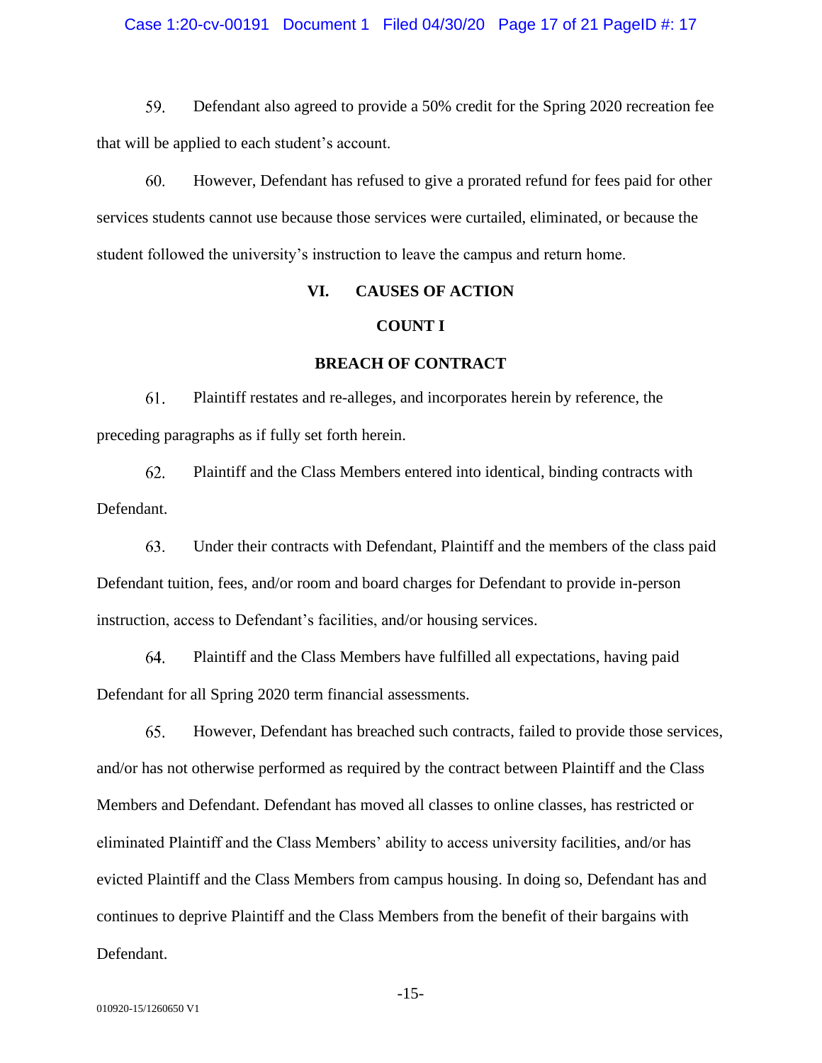59. Defendant also agreed to provide a 50% credit for the Spring 2020 recreation fee that will be applied to each student's account.

60. However, Defendant has refused to give a prorated refund for fees paid for other services students cannot use because those services were curtailed, eliminated, or because the student followed the university's instruction to leave the campus and return home.

## VI. CAUSES OF ACTION

### COUNT I

### BREACH OF CONTRACT

61. Plaintiff restates and re-alleges, and incorporates herein by reference, the preceding paragraphs as if fully set forth herein.

62. Plaintiff and the Class Members entered into identical, binding contracts with Defendant.

63. Under their contracts with Defendant, Plaintiff and the members of the class paid Defendant tuition, fees, and/or room and board charges for Defendant to provide in-person instruction, access to Defendant's facilities, and/or housing services.

64. Plaintiff and the Class Members have fulfilled all expectations, having paid Defendant for all Spring 2020 term financial assessments.

65. However, Defendant has breached such contracts, failed to provide those services, and/or has not otherwise performed as required by the contract between Plaintiff and the Class Members and Defendant. Defendant has moved all classes to online classes, has restricted or eliminated Plaintiff and the Class Members' ability to access university facilities, and/or has evicted Plaintiff and the Class Members from campus housing. In doing so, Defendant has and continues to deprive Plaintiff and the Class Members from the benefit of their bargains with Defendant.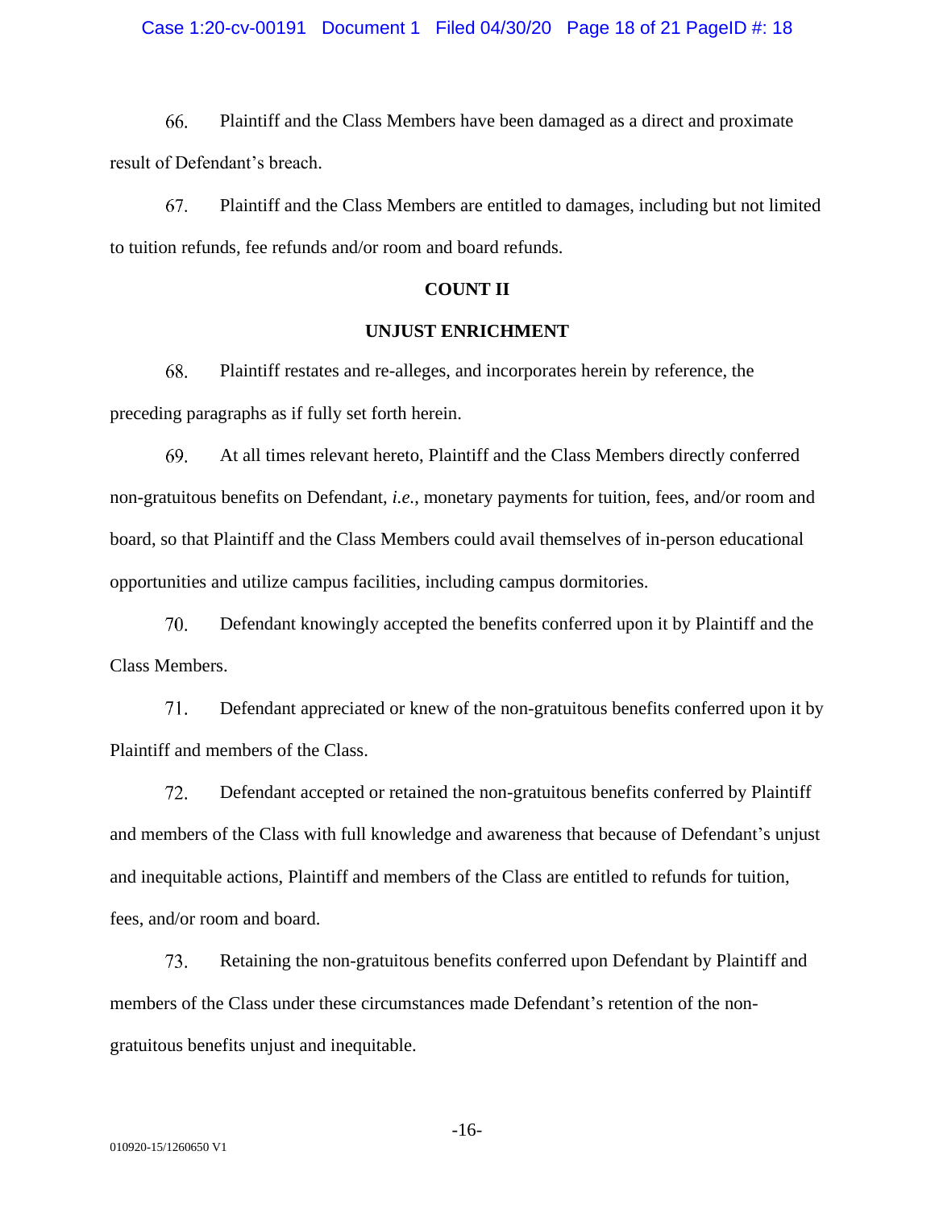66. Plaintiff and the Class Members have been damaged as a direct and proximate result of Defendant's breach.

67. Plaintiff and the Class Members are entitled to damages, including but not limited to tuition refunds, fee refunds and/or room and board refunds.

**COUNT II**

**UNJUST ENRICHMENT**

68. Plaintiff restates and re-alleges, and incorporates herein by reference, the preceding paragraphs as if fully set forth herein.

69. At all times relevant hereto, Plaintiff and the Class Members directly conferred non-gratuitous benefits on Defendant, *i.e.*, monetary payments for tuition, fees, and/or room and board, so that Plaintiff and the Class Members could avail themselves of in-person educational opportunities and utilize campus facilities, including campus dormitories.

70. Defendant knowingly accepted the benefits conferred upon it by Plaintiff and the Class Members.

71. Defendant appreciated or knew of the non-gratuitous benefits conferred upon it by Plaintiff and members of the Class.

72. Defendant accepted or retained the non-gratuitous benefits conferred by Plaintiff and members of the Class with full knowledge and awareness that because of Defendant's unjust and inequitable actions, Plaintiff and members of the Class are entitled to refunds for tuition, fees, and/or room and board.

73. Retaining the non-gratuitous benefits conferred upon Defendant by Plaintiff and members of the Class under these circumstances made Defendant's retention of the non-gratuitous benefits unjust and inequitable.

010920-15/1260650 V1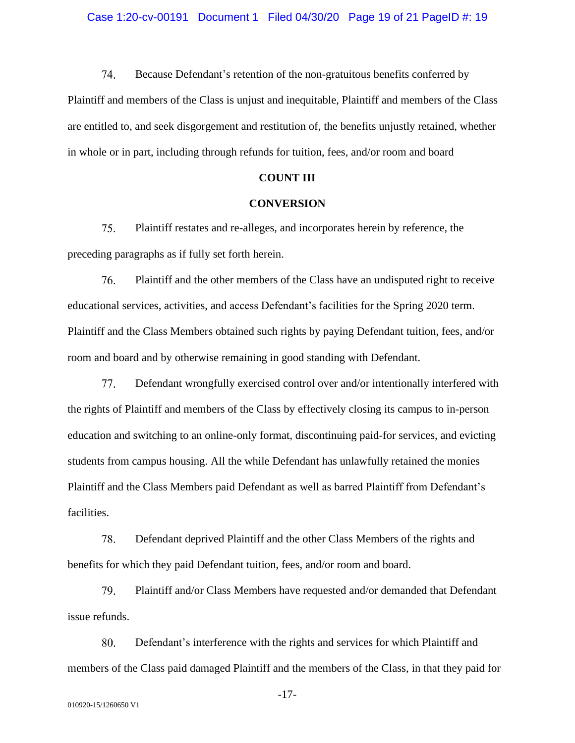74. Because Defendant's retention of the non-gratuitous benefits conferred by Plaintiff and members of the Class is unjust and inequitable, Plaintiff and members of the Class are entitled to, and seek disgorgement and restitution of, the benefits unjustly retained, whether in whole or in part, including through refunds for tuition, fees, and/or room and board

**COUNT III**

**CONVERSION**

75. Plaintiff restates and re-alleges, and incorporates herein by reference, the preceding paragraphs as if fully set forth herein.

76. Plaintiff and the other members of the Class have an undisputed right to receive educational services, activities, and access Defendant's facilities for the Spring 2020 term. Plaintiff and the Class Members obtained such rights by paying Defendant tuition, fees, and/or room and board and by otherwise remaining in good standing with Defendant.

77. Defendant wrongfully exercised control over and/or intentionally interfered with the rights of Plaintiff and members of the Class by effectively closing its campus to in-person education and switching to an online-only format, discontinuing paid-for services, and evicting students from campus housing. All the while Defendant has unlawfully retained the monies Plaintiff and the Class Members paid Defendant as well as barred Plaintiff from Defendant's facilities.

78. Defendant deprived Plaintiff and the other Class Members of the rights and benefits for which they paid Defendant tuition, fees, and/or room and board.

79. Plaintiff and/or Class Members have requested and/or demanded that Defendant issue refunds.

80. Defendant's interference with the rights and services for which Plaintiff and members of the Class paid damaged Plaintiff and the members of the Class, in that they paid for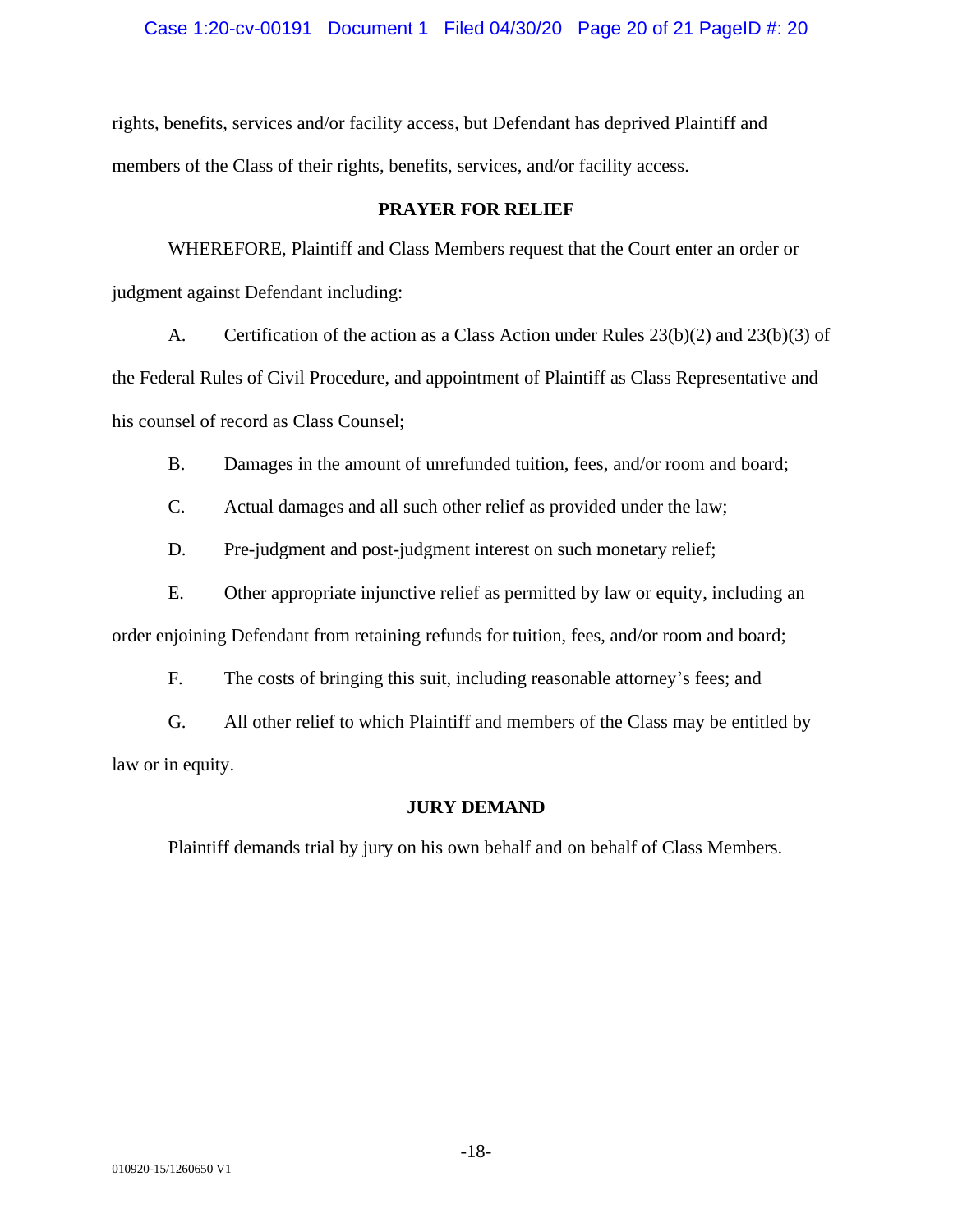rights, benefits, services and/or facility access, but Defendant has deprived Plaintiff and members of the Class of their rights, benefits, services, and/or facility access.

## PRAYER FOR RELIEF

WHEREFORE, Plaintiff and Class Members request that the Court enter an order or judgment against Defendant including:

A. Certification of the action as a Class Action under Rules 23(b)(2) and 23(b)(3) of the Federal Rules of Civil Procedure, and appointment of Plaintiff as Class Representative and his counsel of record as Class Counsel;

B. Damages in the amount of unrefunded tuition, fees, and/or room and board;

C. Actual damages and all such other relief as provided under the law;

D. Pre-judgment and post-judgment interest on such monetary relief;

E. Other appropriate injunctive relief as permitted by law or equity, including an order enjoining Defendant from retaining refunds for tuition, fees, and/or room and board;

F. The costs of bringing this suit, including reasonable attorney's fees; and

G. All other relief to which Plaintiff and members of the Class may be entitled by law or in equity.

## JURY DEMAND

Plaintiff demands trial by jury on his own behalf and on behalf of Class Members.

010920-15/1260650 V1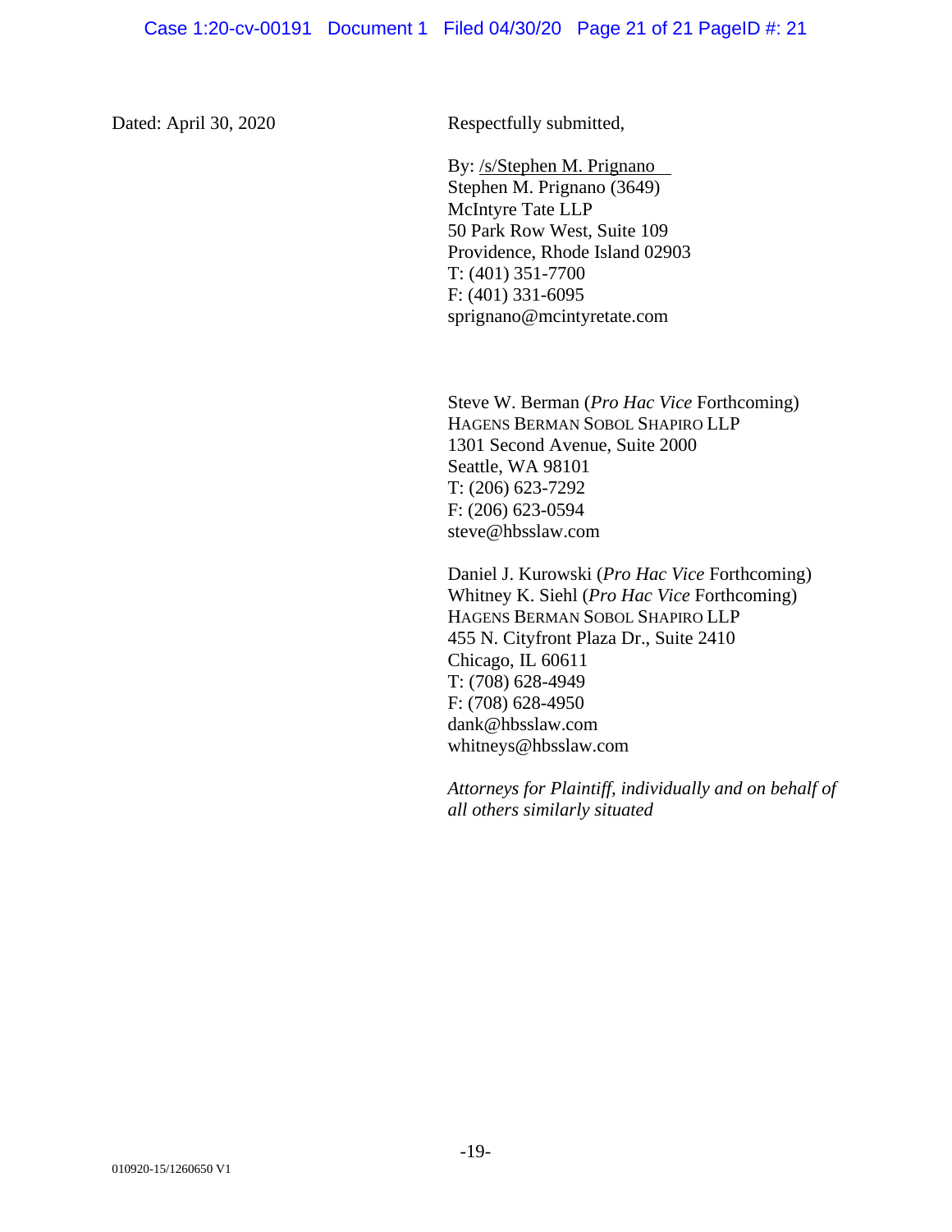Dated: April 30, 2020

Respectfully submitted,

By: /s/Stephen M. Prignano
Stephen M. Prignano (3649)
McIntyre Tate LLP
50 Park Row West, Suite 109
Providence, Rhode Island 02903
T: (401) 351-7700
F: (401) 331-6095
sprignano@mcintyretate.com

Steve W. Berman (*Pro Hac Vice* Forthcoming)
HAGENS BERMAN SOBOL SHAPIRO LLP
1301 Second Avenue, Suite 2000
Seattle, WA 98101
T: (206) 623-7292
F: (206) 623-0594
steve@hbsslaw.com

Daniel J. Kurowski (*Pro Hac Vice* Forthcoming)
Whitney K. Siehl (*Pro Hac Vice* Forthcoming)
HAGENS BERMAN SOBOL SHAPIRO LLP
455 N. Cityfront Plaza Dr., Suite 2410
Chicago, IL 60611
T: (708) 628-4949
F: (708) 628-4950
dank@hbsslaw.com
whitneys@hbsslaw.com

*Attorneys for Plaintiff, individually and on behalf of all others similarly situated*

010920-15/1260650 V1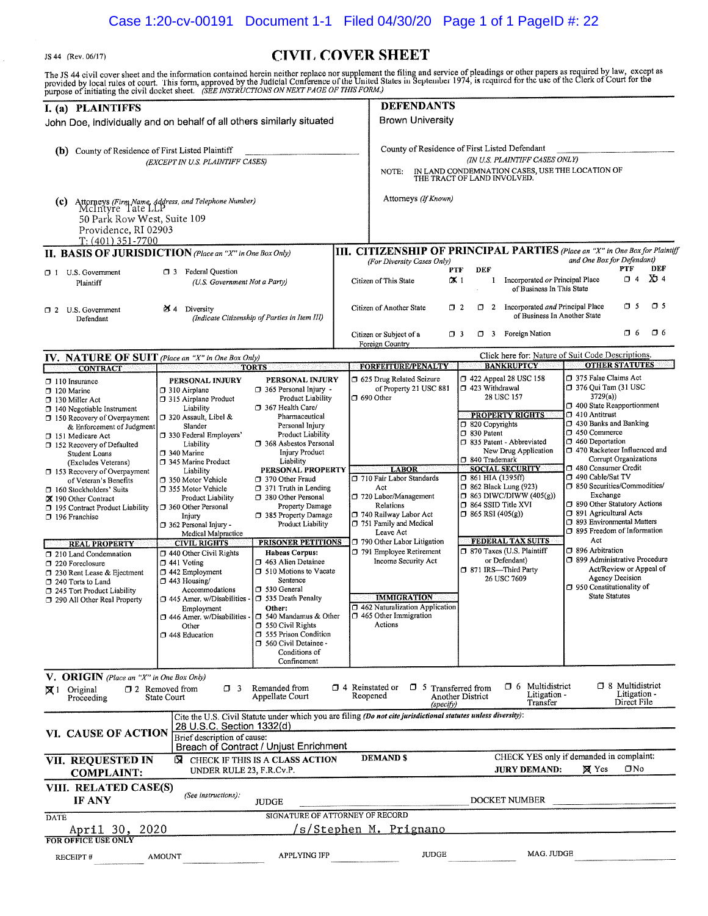JS 44 (Rev. 06/17)

# CIVIL COVER SHEET

The JS 44 civil cover sheet and the information contained herein neither replace nor supplement the filing and service of pleadings or other papers as required by law, except as provided by local rules of court. This form, approved by the Judicial Conference of the United States in September 1974, is required for the use of the Clerk of Court for the purpose of initiating the civil docket sheet. *(SEE INSTRUCTIONS ON NEXT PAGE OF THIS FORM.)*

## I. (a) PLAINTIFFS

John Doe, individually and on behalf of all others similarly situated

**(b)** County of Residence of First Listed Plaintiff ____________
*(EXCEPT IN U.S. PLAINTIFF CASES)*

**(c)** Attorneys *(Firm Name, Address, and Telephone Number)*
McIntyre Tate LLP
50 Park Row West, Suite 109
Providence, RI 02903
T: (401) 351-7700

## DEFENDANTS

Brown University

County of Residence of First Listed Defendant ____________
*(IN U.S. PLAINTIFF CASES ONLY)*
NOTE: IN LAND CONDEMNATION CASES, USE THE LOCATION OF THE TRACT OF LAND INVOLVED.

Attorneys *(If Known)*

## II. BASIS OF JURISDICTION *(Place an "X" in One Box Only)*

- ☐ 1 U.S. Government Plaintiff
- ☐ 3 Federal Question (U.S. Government Not a Party)
- ☐ 2 U.S. Government Defendant
- ☒ 4 Diversity (Indicate Citizenship of Parties in Item III)

## III. CITIZENSHIP OF PRINCIPAL PARTIES *(Place an "X" in One Box for Plaintiff and One Box for Defendant)* *(For Diversity Cases Only)*

| | PTF | DEF | | PTF | DEF |
|---|---|---|---|---|---|
| Citizen of This State | ☒ 1 | ☐ 1 | Incorporated *or* Principal Place of Business In This State | ☐ 4 | ☒ 4 |
| Citizen of Another State | ☐ 2 | ☐ 2 | Incorporated *and* Principal Place of Business In Another State | ☐ 5 | ☐ 5 |
| Citizen or Subject of a Foreign Country | ☐ 3 | ☐ 3 | Foreign Nation | ☐ 6 | ☐ 6 |

## IV. NATURE OF SUIT *(Place an "X" in One Box Only)*

Click here for: Nature of Suit Code Descriptions.

**CONTRACT**
- ☐ 110 Insurance
- ☐ 120 Marine
- ☐ 130 Miller Act
- ☐ 140 Negotiable Instrument
- ☐ 150 Recovery of Overpayment & Enforcement of Judgment
- ☐ 151 Medicare Act
- ☐ 152 Recovery of Defaulted Student Loans (Excludes Veterans)
- ☐ 153 Recovery of Overpayment of Veteran's Benefits
- ☐ 160 Stockholders' Suits
- ☒ 190 Other Contract
- ☐ 195 Contract Product Liability
- ☐ 196 Franchise

**REAL PROPERTY**
- ☐ 210 Land Condemnation
- ☐ 220 Foreclosure
- ☐ 230 Rent Lease & Ejectment
- ☐ 240 Torts to Land
- ☐ 245 Tort Product Liability
- ☐ 290 All Other Real Property

**TORTS — PERSONAL INJURY**
- ☐ 310 Airplane
- ☐ 315 Airplane Product Liability
- ☐ 320 Assault, Libel & Slander
- ☐ 330 Federal Employers' Liability
- ☐ 340 Marine
- ☐ 345 Marine Product Liability
- ☐ 350 Motor Vehicle
- ☐ 355 Motor Vehicle Product Liability
- ☐ 360 Other Personal Injury
- ☐ 362 Personal Injury - Medical Malpractice

**PERSONAL INJURY**
- ☐ 365 Personal Injury - Product Liability
- ☐ 367 Health Care/ Pharmaceutical Personal Injury Product Liability
- ☐ 368 Asbestos Personal Injury Product Liability

**PERSONAL PROPERTY**
- ☐ 370 Other Fraud
- ☐ 371 Truth in Lending
- ☐ 380 Other Personal Property Damage
- ☐ 385 Property Damage Product Liability

**CIVIL RIGHTS**
- ☐ 440 Other Civil Rights
- ☐ 441 Voting
- ☐ 442 Employment
- ☐ 443 Housing/ Accommodations
- ☐ 445 Amer. w/Disabilities - Employment
- ☐ 446 Amer. w/Disabilities - Other
- ☐ 448 Education

**PRISONER PETITIONS**
Habeas Corpus:
- ☐ 463 Alien Detainee
- ☐ 510 Motions to Vacate Sentence
- ☐ 530 General
- ☐ 535 Death Penalty

Other:
- ☐ 540 Mandamus & Other
- ☐ 550 Civil Rights
- ☐ 555 Prison Condition
- ☐ 560 Civil Detainee - Conditions of Confinement

**FORFEITURE/PENALTY**
- ☐ 625 Drug Related Seizure of Property 21 USC 881
- ☐ 690 Other

**LABOR**
- ☐ 710 Fair Labor Standards Act
- ☐ 720 Labor/Management Relations
- ☐ 740 Railway Labor Act
- ☐ 751 Family and Medical Leave Act
- ☐ 790 Other Labor Litigation
- ☐ 791 Employee Retirement Income Security Act

**IMMIGRATION**
- ☐ 462 Naturalization Application
- ☐ 465 Other Immigration Actions

**BANKRUPTCY**
- ☐ 422 Appeal 28 USC 158
- ☐ 423 Withdrawal 28 USC 157

**PROPERTY RIGHTS**
- ☐ 820 Copyrights
- ☐ 830 Patent
- ☐ 835 Patent - Abbreviated New Drug Application
- ☐ 840 Trademark

**SOCIAL SECURITY**
- ☐ 861 HIA (1395ff)
- ☐ 862 Black Lung (923)
- ☐ 863 DIWC/DIWW (405(g))
- ☐ 864 SSID Title XVI
- ☐ 865 RSI (405(g))

**FEDERAL TAX SUITS**
- ☐ 870 Taxes (U.S. Plaintiff or Defendant)
- ☐ 871 IRS—Third Party 26 USC 7609

**OTHER STATUTES**
- ☐ 375 False Claims Act
- ☐ 376 Qui Tam (31 USC 3729(a))
- ☐ 400 State Reapportionment
- ☐ 410 Antitrust
- ☐ 430 Banks and Banking
- ☐ 450 Commerce
- ☐ 460 Deportation
- ☐ 470 Racketeer Influenced and Corrupt Organizations
- ☐ 480 Consumer Credit
- ☐ 490 Cable/Sat TV
- ☐ 850 Securities/Commodities/ Exchange
- ☐ 890 Other Statutory Actions
- ☐ 891 Agricultural Acts
- ☐ 893 Environmental Matters
- ☐ 895 Freedom of Information Act
- ☐ 896 Arbitration
- ☐ 899 Administrative Procedure Act/Review or Appeal of Agency Decision
- ☐ 950 Constitutionality of State Statutes

## V. ORIGIN *(Place an "X" in One Box Only)*

- ☒ 1 Original Proceeding
- ☐ 2 Removed from State Court
- ☐ 3 Remanded from Appellate Court
- ☐ 4 Reinstated or Reopened
- ☐ 5 Transferred from Another District *(specify)*
- ☐ 6 Multidistrict Litigation - Transfer
- ☐ 8 Multidistrict Litigation - Direct File

## VI. CAUSE OF ACTION

Cite the U.S. Civil Statute under which you are filing *(Do not cite jurisdictional statutes unless diversity)*:
28 U.S.C. Section 1332(d)

Brief description of cause:
Breach of Contract / Unjust Enrichment

## VII. REQUESTED IN COMPLAINT:

☒ CHECK IF THIS IS A CLASS ACTION UNDER RULE 23, F.R.Cv.P.

DEMAND $

CHECK YES only if demanded in complaint:
JURY DEMAND: ☒ Yes ☐ No

## VIII. RELATED CASE(S) IF ANY

*(See instructions)*: JUDGE ____________ DOCKET NUMBER ____________

DATE: April 30, 2020

SIGNATURE OF ATTORNEY OF RECORD: /s/Stephen M. Prignano

**FOR OFFICE USE ONLY**

RECEIPT # ______ AMOUNT ______ APPLYING IFP ______ JUDGE ______ MAG. JUDGE ______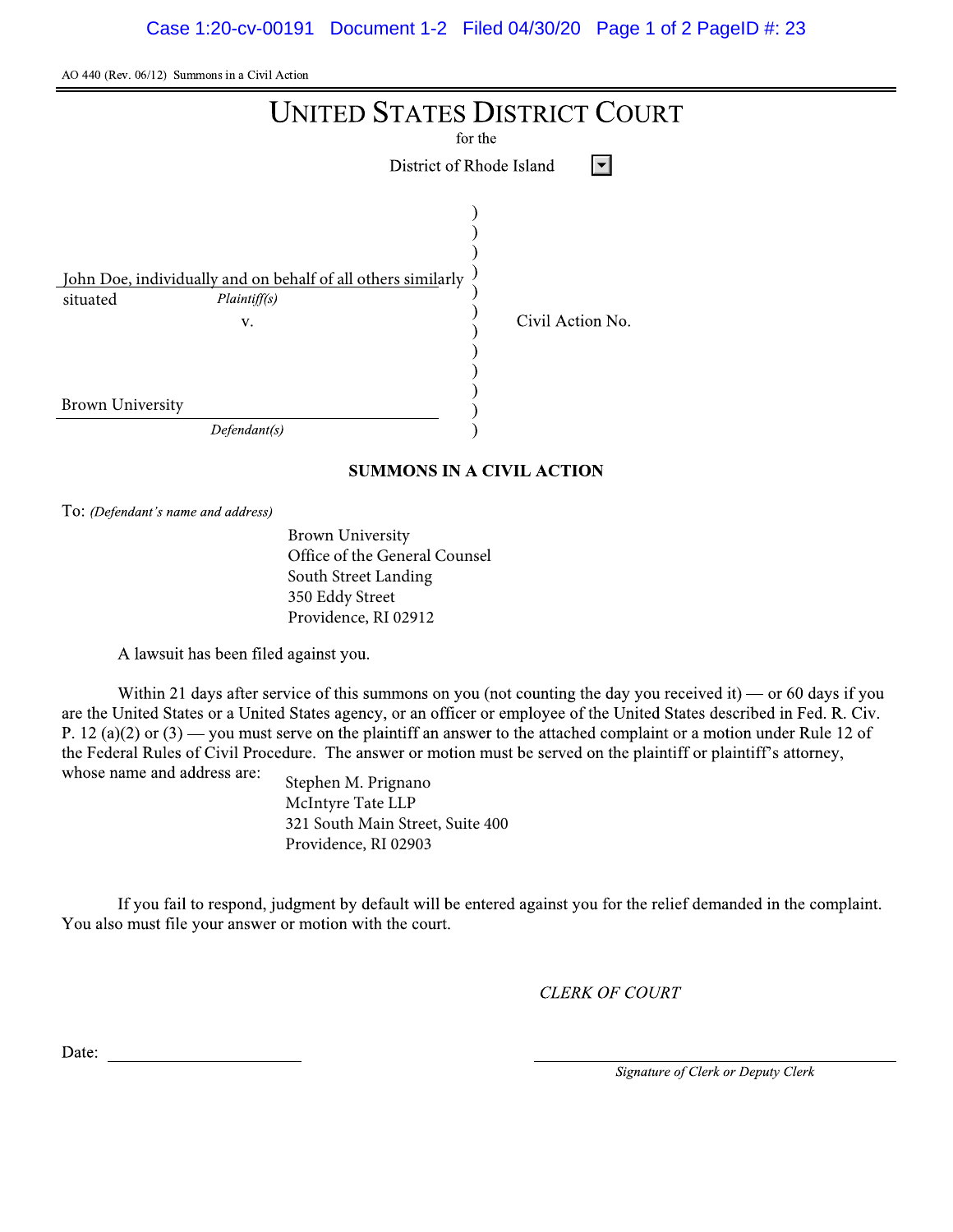AO 440 (Rev. 06/12) Summons in a Civil Action

# UNITED STATES DISTRICT COURT

for the

District of Rhode Island

John Doe, individually and on behalf of all others similarly situated

*Plaintiff(s)*

v.

Brown University

*Defendant(s)*

Civil Action No.

## SUMMONS IN A CIVIL ACTION

To: *(Defendant's name and address)*

Brown University
Office of the General Counsel
South Street Landing
350 Eddy Street
Providence, RI 02912

A lawsuit has been filed against you.

Within 21 days after service of this summons on you (not counting the day you received it) — or 60 days if you are the United States or a United States agency, or an officer or employee of the United States described in Fed. R. Civ. P. 12 (a)(2) or (3) — you must serve on the plaintiff an answer to the attached complaint or a motion under Rule 12 of the Federal Rules of Civil Procedure. The answer or motion must be served on the plaintiff or plaintiff's attorney, whose name and address are:

Stephen M. Prignano
McIntyre Tate LLP
321 South Main Street, Suite 400
Providence, RI 02903

If you fail to respond, judgment by default will be entered against you for the relief demanded in the complaint. You also must file your answer or motion with the court.

*CLERK OF COURT*

Date: ____________________

____________________
*Signature of Clerk or Deputy Clerk*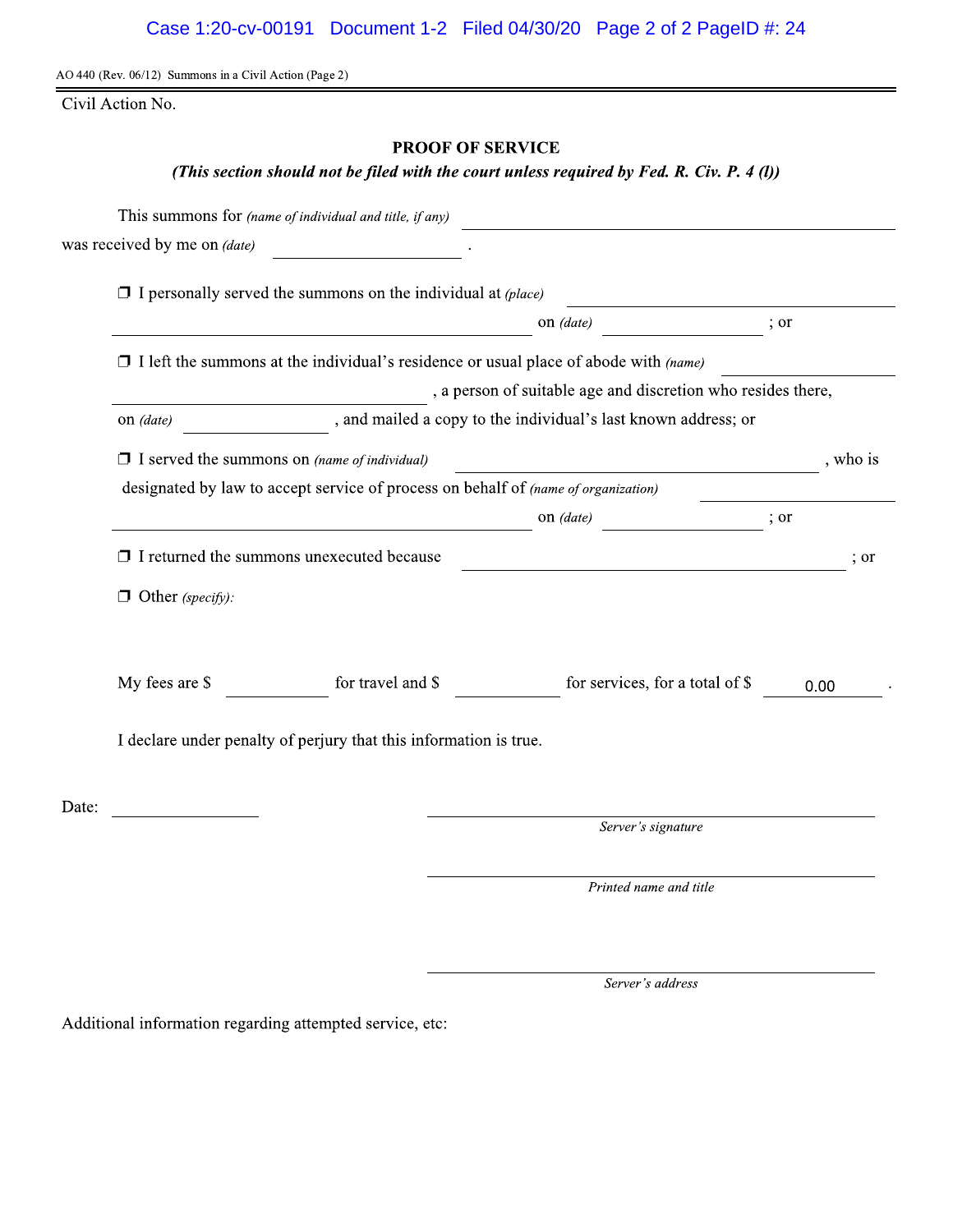AO 440 (Rev. 06/12) Summons in a Civil Action (Page 2)

Civil Action No.

## PROOF OF SERVICE

***(This section should not be filed with the court unless required by Fed. R. Civ. P. 4 (l))***

This summons for *(name of individual and title, if any)* ____________________

was received by me on *(date)* ____________ .

❒ I personally served the summons on the individual at *(place)* ____________________ on *(date)* ____________ ; or

❒ I left the summons at the individual's residence or usual place of abode with *(name)* ____________________ , a person of suitable age and discretion who resides there, on *(date)* ____________ , and mailed a copy to the individual's last known address; or

❒ I served the summons on *(name of individual)* ____________________ , who is designated by law to accept service of process on behalf of *(name of organization)* ____________________ on *(date)* ____________ ; or

❒ I returned the summons unexecuted because ____________________ ; or

❒ Other *(specify)*:

My fees are $ ________ for travel and $ ________ for services, for a total of $ 0.00 .

I declare under penalty of perjury that this information is true.

Date: ____________

____________________
*Server's signature*

____________________
*Printed name and title*

____________________
*Server's address*

Additional information regarding attempted service, etc: